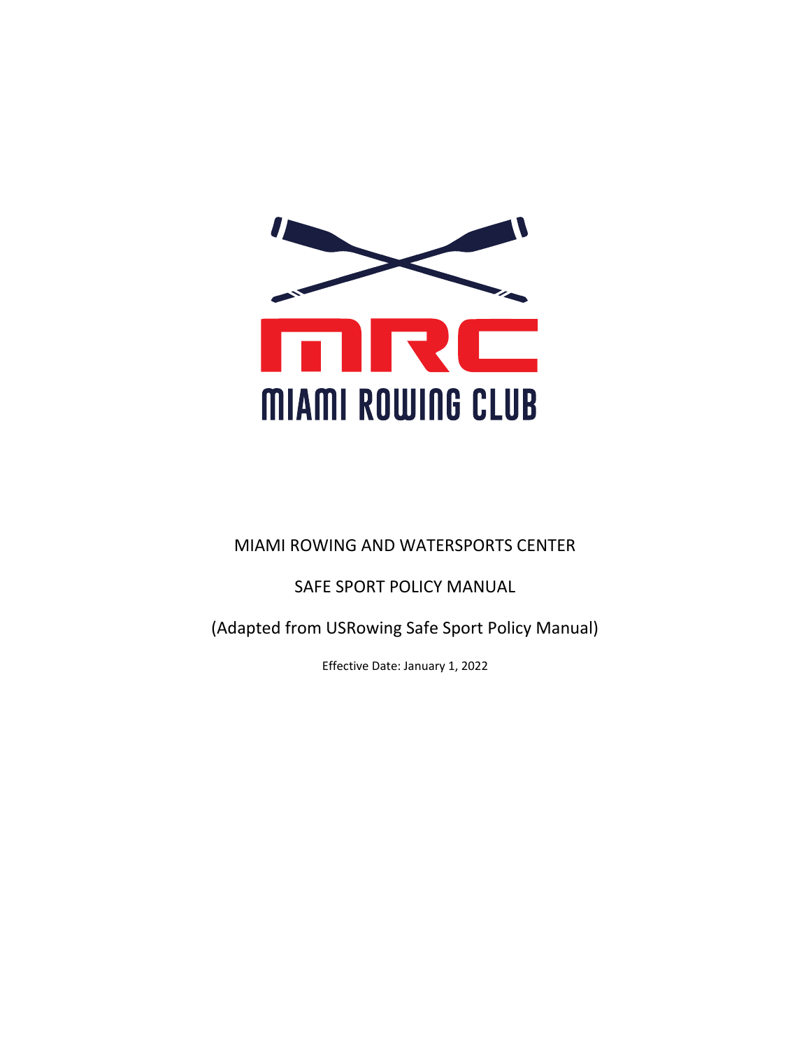MIAMI ROWING AND WATERSPORTS CENTER

SAFE SPORT POLICY MANUAL

(Adapted from USRowing Safe Sport Policy Manual)

Effective Date: January 1, 2022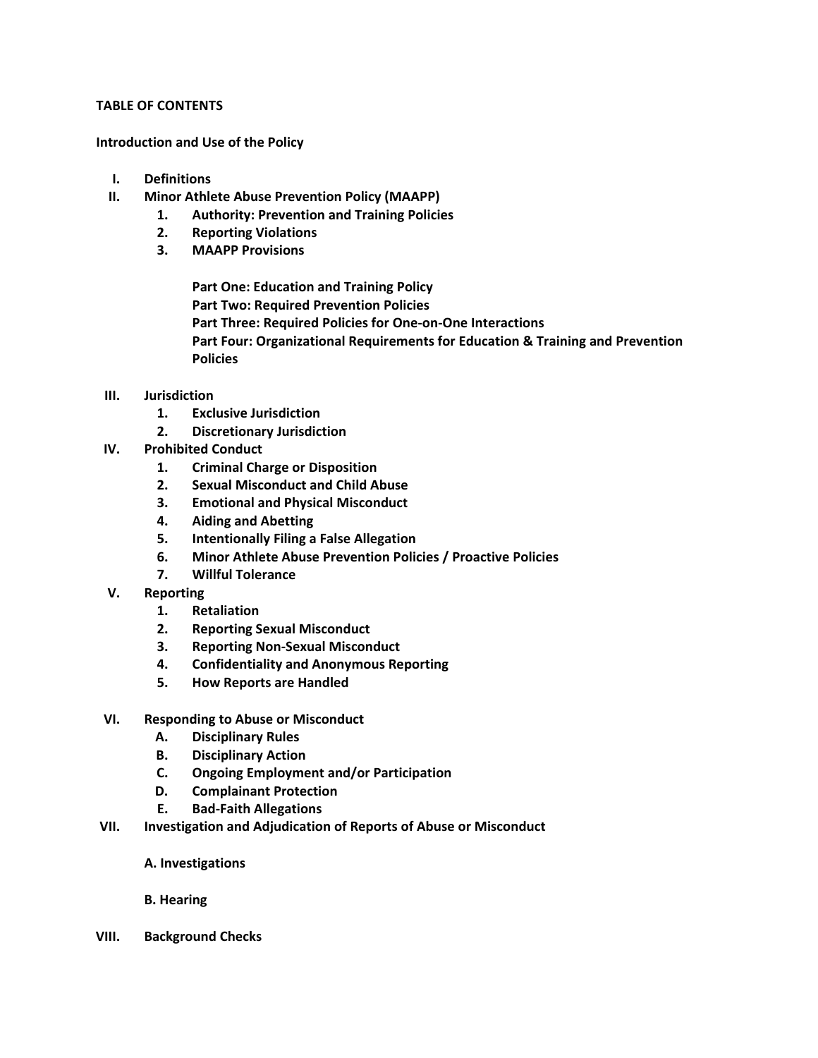**TABLE OF CONTENTS**

**Introduction and Use of the Policy**

- **I. Definitions**
- **II. Minor Athlete Abuse Prevention Policy (MAAPP)**
  - **1. Authority: Prevention and Training Policies**
  - **2. Reporting Violations**
  - **3. MAAPP Provisions**

    **Part One: Education and Training Policy**
    **Part Two: Required Prevention Policies**
    **Part Three: Required Policies for One-on-One Interactions**
    **Part Four: Organizational Requirements for Education & Training and Prevention Policies**

- **III. Jurisdiction**
  - **1. Exclusive Jurisdiction**
  - **2. Discretionary Jurisdiction**
- **IV. Prohibited Conduct**
  - **1. Criminal Charge or Disposition**
  - **2. Sexual Misconduct and Child Abuse**
  - **3. Emotional and Physical Misconduct**
  - **4. Aiding and Abetting**
  - **5. Intentionally Filing a False Allegation**
  - **6. Minor Athlete Abuse Prevention Policies / Proactive Policies**
  - **7. Willful Tolerance**
- **V. Reporting**
  - **1. Retaliation**
  - **2. Reporting Sexual Misconduct**
  - **3. Reporting Non-Sexual Misconduct**
  - **4. Confidentiality and Anonymous Reporting**
  - **5. How Reports are Handled**
- **VI. Responding to Abuse or Misconduct**
  - **A. Disciplinary Rules**
  - **B. Disciplinary Action**
  - **C. Ongoing Employment and/or Participation**
  - **D. Complainant Protection**
  - **E. Bad-Faith Allegations**
- **VII. Investigation and Adjudication of Reports of Abuse or Misconduct**

  **A. Investigations**

  **B. Hearing**

- **VIII. Background Checks**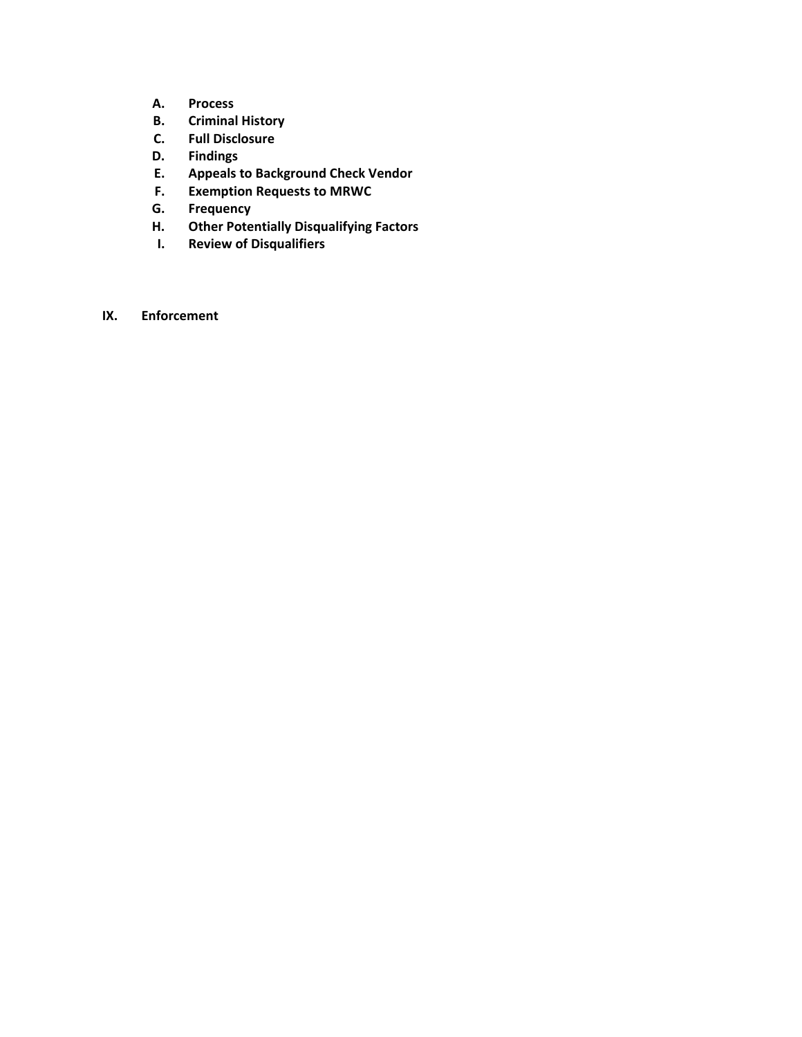A. **Process**
B. **Criminal History**
C. **Full Disclosure**
D. **Findings**
E. **Appeals to Background Check Vendor**
F. **Exemption Requests to MRWC**
G. **Frequency**
H. **Other Potentially Disqualifying Factors**
I. **Review of Disqualifiers**

**IX. Enforcement**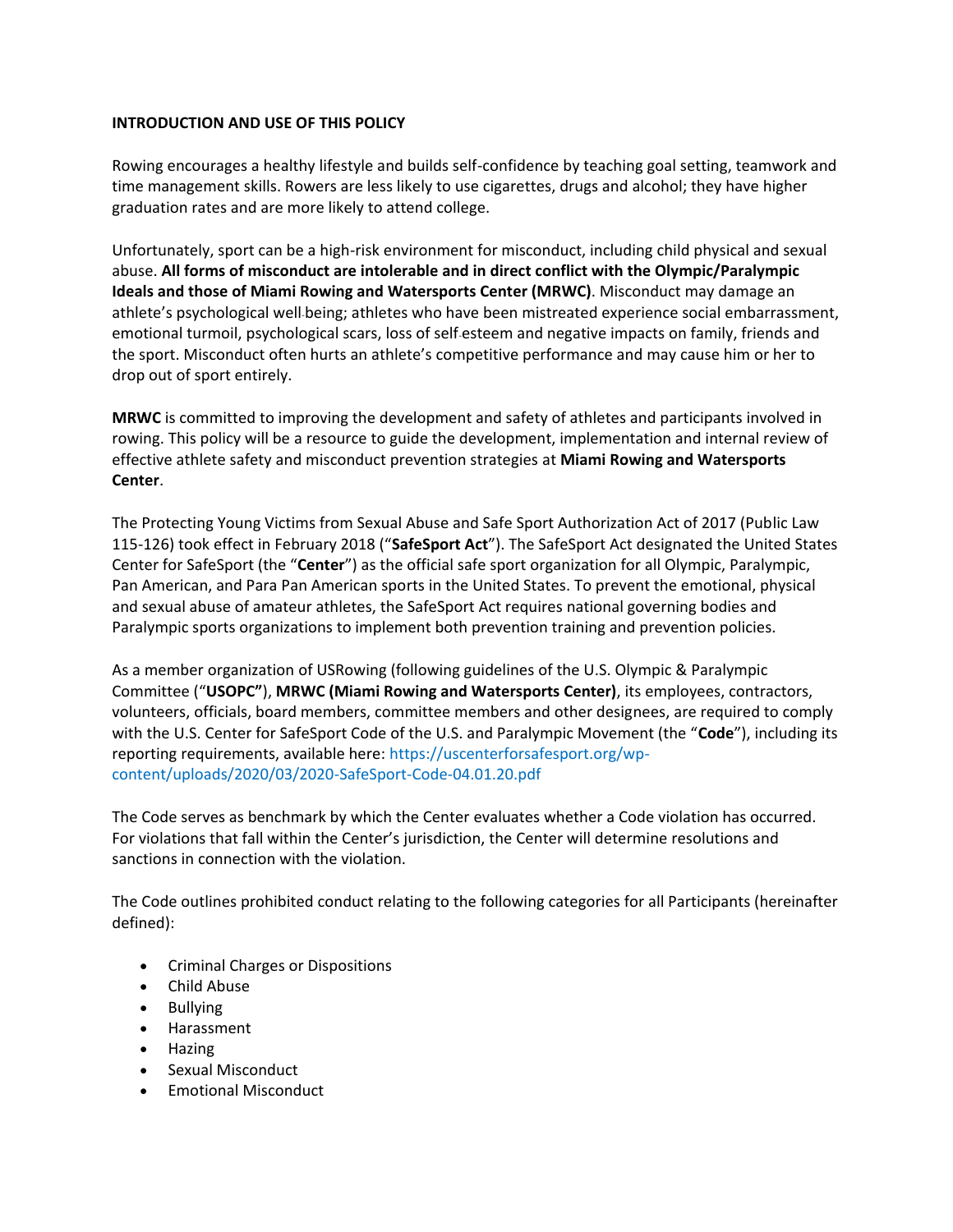**INTRODUCTION AND USE OF THIS POLICY**

Rowing encourages a healthy lifestyle and builds self-confidence by teaching goal setting, teamwork and time management skills. Rowers are less likely to use cigarettes, drugs and alcohol; they have higher graduation rates and are more likely to attend college.

Unfortunately, sport can be a high-risk environment for misconduct, including child physical and sexual abuse. **All forms of misconduct are intolerable and in direct conflict with the Olympic/Paralympic Ideals and those of Miami Rowing and Watersports Center (MRWC)**. Misconduct may damage an athlete's psychological well-being; athletes who have been mistreated experience social embarrassment, emotional turmoil, psychological scars, loss of self-esteem and negative impacts on family, friends and the sport. Misconduct often hurts an athlete's competitive performance and may cause him or her to drop out of sport entirely.

**MRWC** is committed to improving the development and safety of athletes and participants involved in rowing. This policy will be a resource to guide the development, implementation and internal review of effective athlete safety and misconduct prevention strategies at **Miami Rowing and Watersports Center**.

The Protecting Young Victims from Sexual Abuse and Safe Sport Authorization Act of 2017 (Public Law 115-126) took effect in February 2018 ("**SafeSport Act**"). The SafeSport Act designated the United States Center for SafeSport (the "**Center**") as the official safe sport organization for all Olympic, Paralympic, Pan American, and Para Pan American sports in the United States. To prevent the emotional, physical and sexual abuse of amateur athletes, the SafeSport Act requires national governing bodies and Paralympic sports organizations to implement both prevention training and prevention policies.

As a member organization of USRowing (following guidelines of the U.S. Olympic & Paralympic Committee ("**USOPC"**), **MRWC (Miami Rowing and Watersports Center)**, its employees, contractors, volunteers, officials, board members, committee members and other designees, are required to comply with the U.S. Center for SafeSport Code of the U.S. and Paralympic Movement (the "**Code**"), including its reporting requirements, available here: https://uscenterforsafesport.org/wp-content/uploads/2020/03/2020-SafeSport-Code-04.01.20.pdf

The Code serves as benchmark by which the Center evaluates whether a Code violation has occurred. For violations that fall within the Center's jurisdiction, the Center will determine resolutions and sanctions in connection with the violation.

The Code outlines prohibited conduct relating to the following categories for all Participants (hereinafter defined):

- Criminal Charges or Dispositions
- Child Abuse
- Bullying
- Harassment
- Hazing
- Sexual Misconduct
- Emotional Misconduct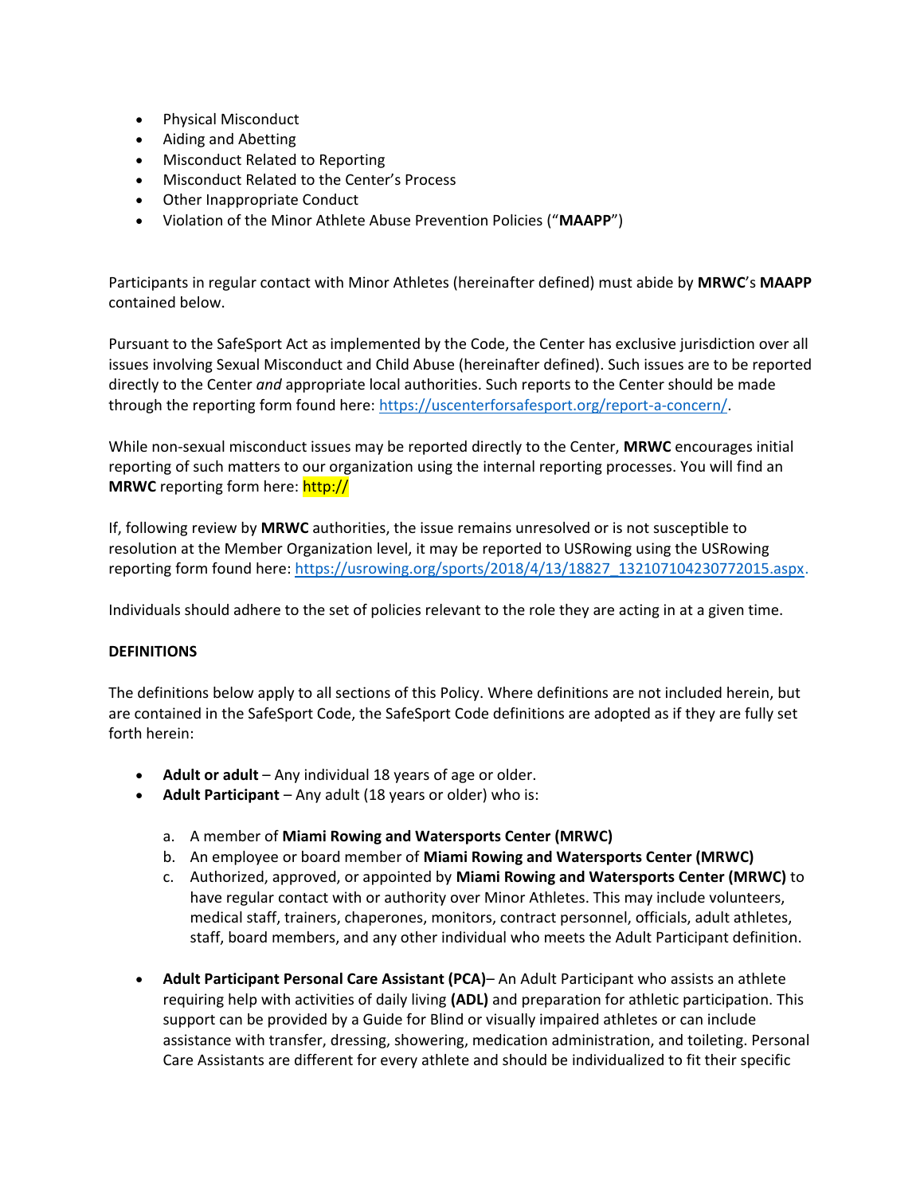- Physical Misconduct
- Aiding and Abetting
- Misconduct Related to Reporting
- Misconduct Related to the Center's Process
- Other Inappropriate Conduct
- Violation of the Minor Athlete Abuse Prevention Policies ("**MAAPP**")

Participants in regular contact with Minor Athletes (hereinafter defined) must abide by **MRWC**'s **MAAPP** contained below.

Pursuant to the SafeSport Act as implemented by the Code, the Center has exclusive jurisdiction over all issues involving Sexual Misconduct and Child Abuse (hereinafter defined). Such issues are to be reported directly to the Center *and* appropriate local authorities. Such reports to the Center should be made through the reporting form found here: https://uscenterforsafesport.org/report-a-concern/.

While non-sexual misconduct issues may be reported directly to the Center, **MRWC** encourages initial reporting of such matters to our organization using the internal reporting processes. You will find an **MRWC** reporting form here: http://

If, following review by **MRWC** authorities, the issue remains unresolved or is not susceptible to resolution at the Member Organization level, it may be reported to USRowing using the USRowing reporting form found here: https://usrowing.org/sports/2018/4/13/18827_132107104230772015.aspx.

Individuals should adhere to the set of policies relevant to the role they are acting in at a given time.

**DEFINITIONS**

The definitions below apply to all sections of this Policy. Where definitions are not included herein, but are contained in the SafeSport Code, the SafeSport Code definitions are adopted as if they are fully set forth herein:

- **Adult or adult** – Any individual 18 years of age or older.
- **Adult Participant** – Any adult (18 years or older) who is:

    a. A member of **Miami Rowing and Watersports Center (MRWC)**
    b. An employee or board member of **Miami Rowing and Watersports Center (MRWC)**
    c. Authorized, approved, or appointed by **Miami Rowing and Watersports Center (MRWC)** to have regular contact with or authority over Minor Athletes. This may include volunteers, medical staff, trainers, chaperones, monitors, contract personnel, officials, adult athletes, staff, board members, and any other individual who meets the Adult Participant definition.

- **Adult Participant Personal Care Assistant (PCA)**– An Adult Participant who assists an athlete requiring help with activities of daily living **(ADL)** and preparation for athletic participation. This support can be provided by a Guide for Blind or visually impaired athletes or can include assistance with transfer, dressing, showering, medication administration, and toileting. Personal Care Assistants are different for every athlete and should be individualized to fit their specific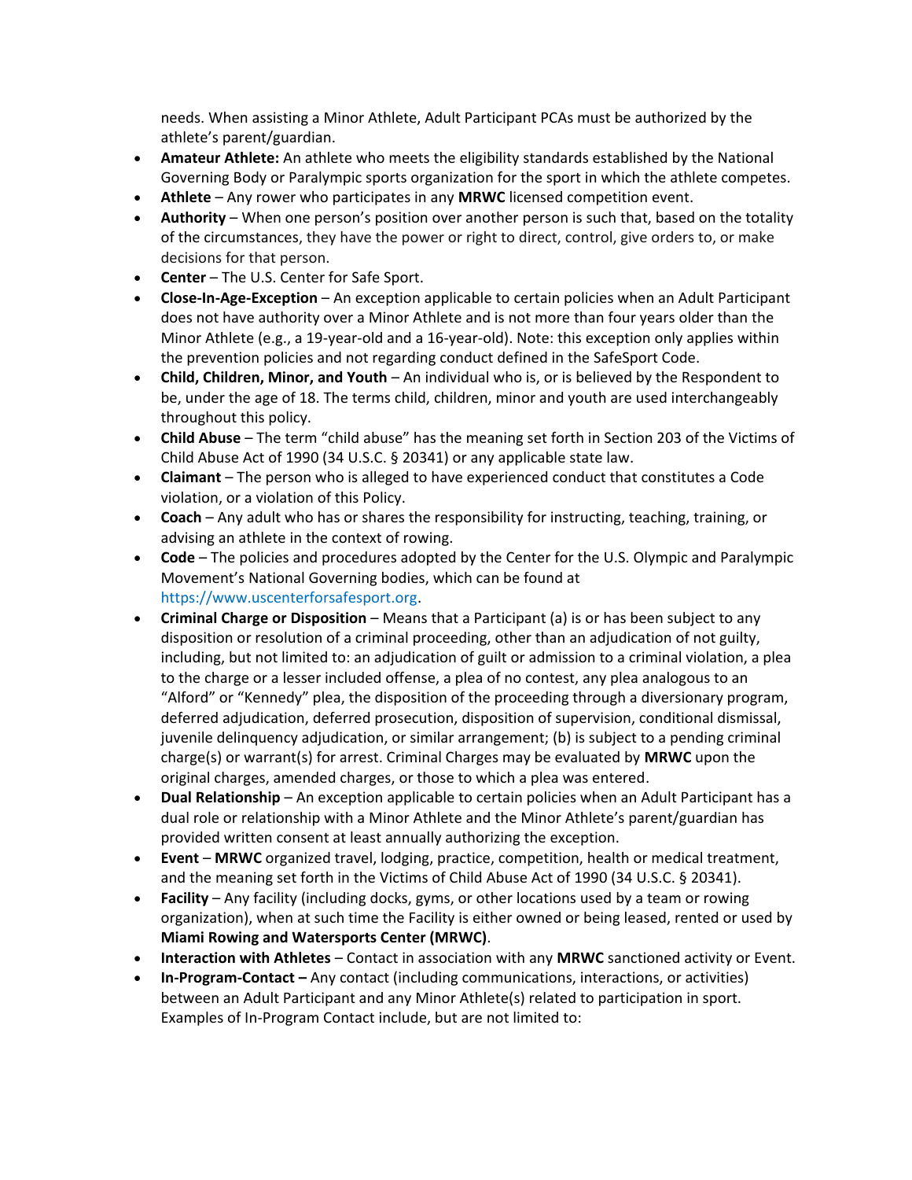needs. When assisting a Minor Athlete, Adult Participant PCAs must be authorized by the athlete's parent/guardian.

- **Amateur Athlete:** An athlete who meets the eligibility standards established by the National Governing Body or Paralympic sports organization for the sport in which the athlete competes.
- **Athlete** – Any rower who participates in any **MRWC** licensed competition event.
- **Authority** – When one person's position over another person is such that, based on the totality of the circumstances, they have the power or right to direct, control, give orders to, or make decisions for that person.
- **Center** – The U.S. Center for Safe Sport.
- **Close-In-Age-Exception** – An exception applicable to certain policies when an Adult Participant does not have authority over a Minor Athlete and is not more than four years older than the Minor Athlete (e.g., a 19-year-old and a 16-year-old). Note: this exception only applies within the prevention policies and not regarding conduct defined in the SafeSport Code.
- **Child, Children, Minor, and Youth** – An individual who is, or is believed by the Respondent to be, under the age of 18. The terms child, children, minor and youth are used interchangeably throughout this policy.
- **Child Abuse** – The term "child abuse" has the meaning set forth in Section 203 of the Victims of Child Abuse Act of 1990 (34 U.S.C. § 20341) or any applicable state law.
- **Claimant** – The person who is alleged to have experienced conduct that constitutes a Code violation, or a violation of this Policy.
- **Coach** – Any adult who has or shares the responsibility for instructing, teaching, training, or advising an athlete in the context of rowing.
- **Code** – The policies and procedures adopted by the Center for the U.S. Olympic and Paralympic Movement's National Governing bodies, which can be found at https://www.uscenterforsafesport.org.
- **Criminal Charge or Disposition** – Means that a Participant (a) is or has been subject to any disposition or resolution of a criminal proceeding, other than an adjudication of not guilty, including, but not limited to: an adjudication of guilt or admission to a criminal violation, a plea to the charge or a lesser included offense, a plea of no contest, any plea analogous to an "Alford" or "Kennedy" plea, the disposition of the proceeding through a diversionary program, deferred adjudication, deferred prosecution, disposition of supervision, conditional dismissal, juvenile delinquency adjudication, or similar arrangement; (b) is subject to a pending criminal charge(s) or warrant(s) for arrest. Criminal Charges may be evaluated by **MRWC** upon the original charges, amended charges, or those to which a plea was entered.
- **Dual Relationship** – An exception applicable to certain policies when an Adult Participant has a dual role or relationship with a Minor Athlete and the Minor Athlete's parent/guardian has provided written consent at least annually authorizing the exception.
- **Event** – **MRWC** organized travel, lodging, practice, competition, health or medical treatment, and the meaning set forth in the Victims of Child Abuse Act of 1990 (34 U.S.C. § 20341).
- **Facility** – Any facility (including docks, gyms, or other locations used by a team or rowing organization), when at such time the Facility is either owned or being leased, rented or used by **Miami Rowing and Watersports Center (MRWC)**.
- **Interaction with Athletes** – Contact in association with any **MRWC** sanctioned activity or Event.
- **In-Program-Contact –** Any contact (including communications, interactions, or activities) between an Adult Participant and any Minor Athlete(s) related to participation in sport. Examples of In-Program Contact include, but are not limited to: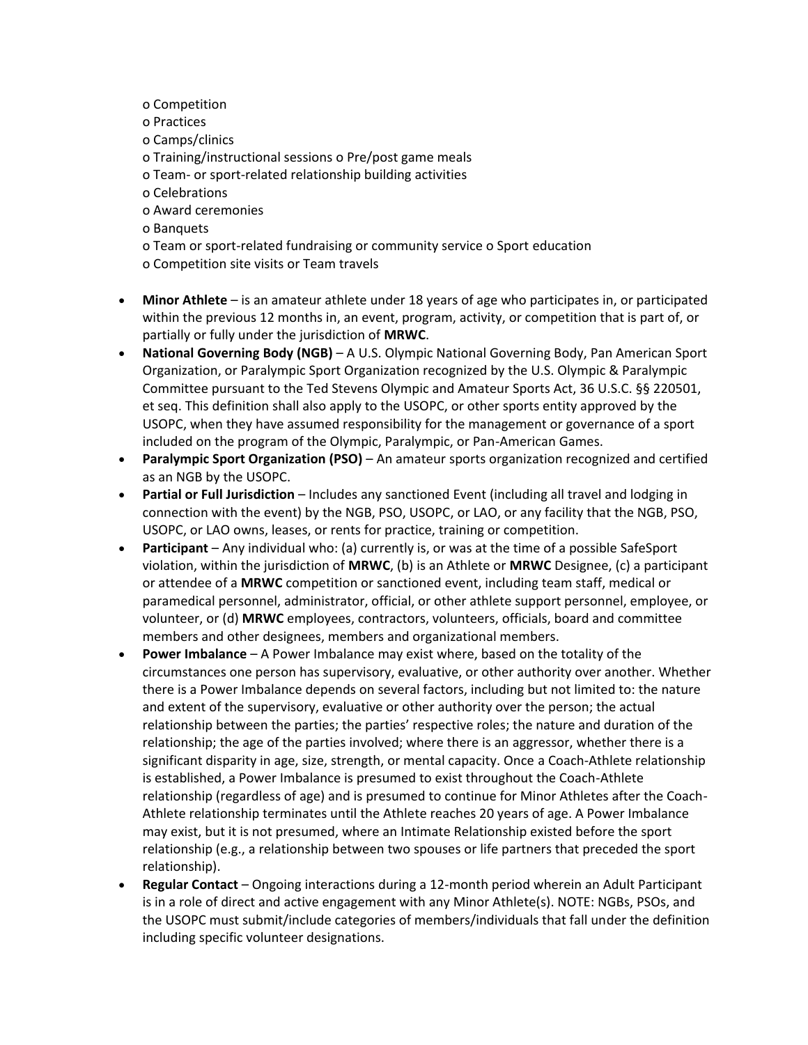- o Competition
  - o Practices
  - o Camps/clinics
  - o Training/instructional sessions o Pre/post game meals
  - o Team- or sport-related relationship building activities
  - o Celebrations
  - o Award ceremonies
  - o Banquets
  - o Team or sport-related fundraising or community service o Sport education
  - o Competition site visits or Team travels

- **Minor Athlete** – is an amateur athlete under 18 years of age who participates in, or participated within the previous 12 months in, an event, program, activity, or competition that is part of, or partially or fully under the jurisdiction of **MRWC**.
- **National Governing Body (NGB)** – A U.S. Olympic National Governing Body, Pan American Sport Organization, or Paralympic Sport Organization recognized by the U.S. Olympic & Paralympic Committee pursuant to the Ted Stevens Olympic and Amateur Sports Act, 36 U.S.C. §§ 220501, et seq. This definition shall also apply to the USOPC, or other sports entity approved by the USOPC, when they have assumed responsibility for the management or governance of a sport included on the program of the Olympic, Paralympic, or Pan-American Games.
- **Paralympic Sport Organization (PSO)** – An amateur sports organization recognized and certified as an NGB by the USOPC.
- **Partial or Full Jurisdiction** – Includes any sanctioned Event (including all travel and lodging in connection with the event) by the NGB, PSO, USOPC, or LAO, or any facility that the NGB, PSO, USOPC, or LAO owns, leases, or rents for practice, training or competition.
- **Participant** – Any individual who: (a) currently is, or was at the time of a possible SafeSport violation, within the jurisdiction of **MRWC**, (b) is an Athlete or **MRWC** Designee, (c) a participant or attendee of a **MRWC** competition or sanctioned event, including team staff, medical or paramedical personnel, administrator, official, or other athlete support personnel, employee, or volunteer, or (d) **MRWC** employees, contractors, volunteers, officials, board and committee members and other designees, members and organizational members.
- **Power Imbalance** – A Power Imbalance may exist where, based on the totality of the circumstances one person has supervisory, evaluative, or other authority over another. Whether there is a Power Imbalance depends on several factors, including but not limited to: the nature and extent of the supervisory, evaluative or other authority over the person; the actual relationship between the parties; the parties' respective roles; the nature and duration of the relationship; the age of the parties involved; where there is an aggressor, whether there is a significant disparity in age, size, strength, or mental capacity. Once a Coach-Athlete relationship is established, a Power Imbalance is presumed to exist throughout the Coach-Athlete relationship (regardless of age) and is presumed to continue for Minor Athletes after the Coach-Athlete relationship terminates until the Athlete reaches 20 years of age. A Power Imbalance may exist, but it is not presumed, where an Intimate Relationship existed before the sport relationship (e.g., a relationship between two spouses or life partners that preceded the sport relationship).
- **Regular Contact** – Ongoing interactions during a 12-month period wherein an Adult Participant is in a role of direct and active engagement with any Minor Athlete(s). NOTE: NGBs, PSOs, and the USOPC must submit/include categories of members/individuals that fall under the definition including specific volunteer designations.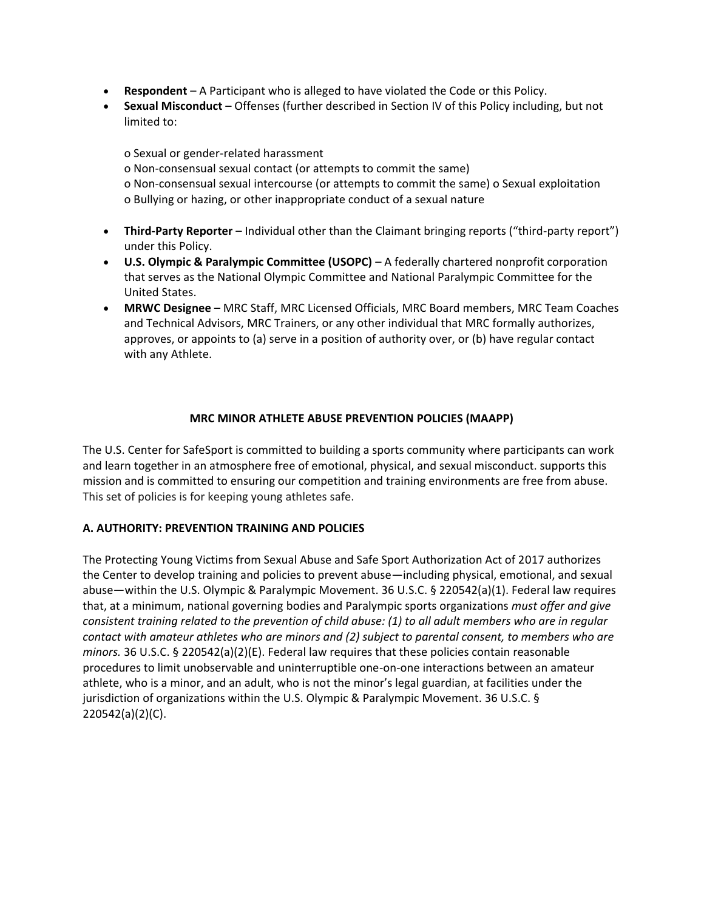- **Respondent** – A Participant who is alleged to have violated the Code or this Policy.
- **Sexual Misconduct** – Offenses (further described in Section IV of this Policy including, but not limited to:

  o Sexual or gender-related harassment
  o Non-consensual sexual contact (or attempts to commit the same)
  o Non-consensual sexual intercourse (or attempts to commit the same) o Sexual exploitation
  o Bullying or hazing, or other inappropriate conduct of a sexual nature

- **Third-Party Reporter** – Individual other than the Claimant bringing reports ("third-party report") under this Policy.
- **U.S. Olympic & Paralympic Committee (USOPC)** – A federally chartered nonprofit corporation that serves as the National Olympic Committee and National Paralympic Committee for the United States.
- **MRWC Designee** – MRC Staff, MRC Licensed Officials, MRC Board members, MRC Team Coaches and Technical Advisors, MRC Trainers, or any other individual that MRC formally authorizes, approves, or appoints to (a) serve in a position of authority over, or (b) have regular contact with any Athlete.

**MRC MINOR ATHLETE ABUSE PREVENTION POLICIES (MAAPP)**

The U.S. Center for SafeSport is committed to building a sports community where participants can work and learn together in an atmosphere free of emotional, physical, and sexual misconduct. supports this mission and is committed to ensuring our competition and training environments are free from abuse. This set of policies is for keeping young athletes safe.

**A. AUTHORITY: PREVENTION TRAINING AND POLICIES**

The Protecting Young Victims from Sexual Abuse and Safe Sport Authorization Act of 2017 authorizes the Center to develop training and policies to prevent abuse—including physical, emotional, and sexual abuse—within the U.S. Olympic & Paralympic Movement. 36 U.S.C. § 220542(a)(1). Federal law requires that, at a minimum, national governing bodies and Paralympic sports organizations *must offer and give consistent training related to the prevention of child abuse: (1) to all adult members who are in regular contact with amateur athletes who are minors and (2) subject to parental consent, to members who are minors.* 36 U.S.C. § 220542(a)(2)(E). Federal law requires that these policies contain reasonable procedures to limit unobservable and uninterruptible one-on-one interactions between an amateur athlete, who is a minor, and an adult, who is not the minor's legal guardian, at facilities under the jurisdiction of organizations within the U.S. Olympic & Paralympic Movement. 36 U.S.C. § 220542(a)(2)(C).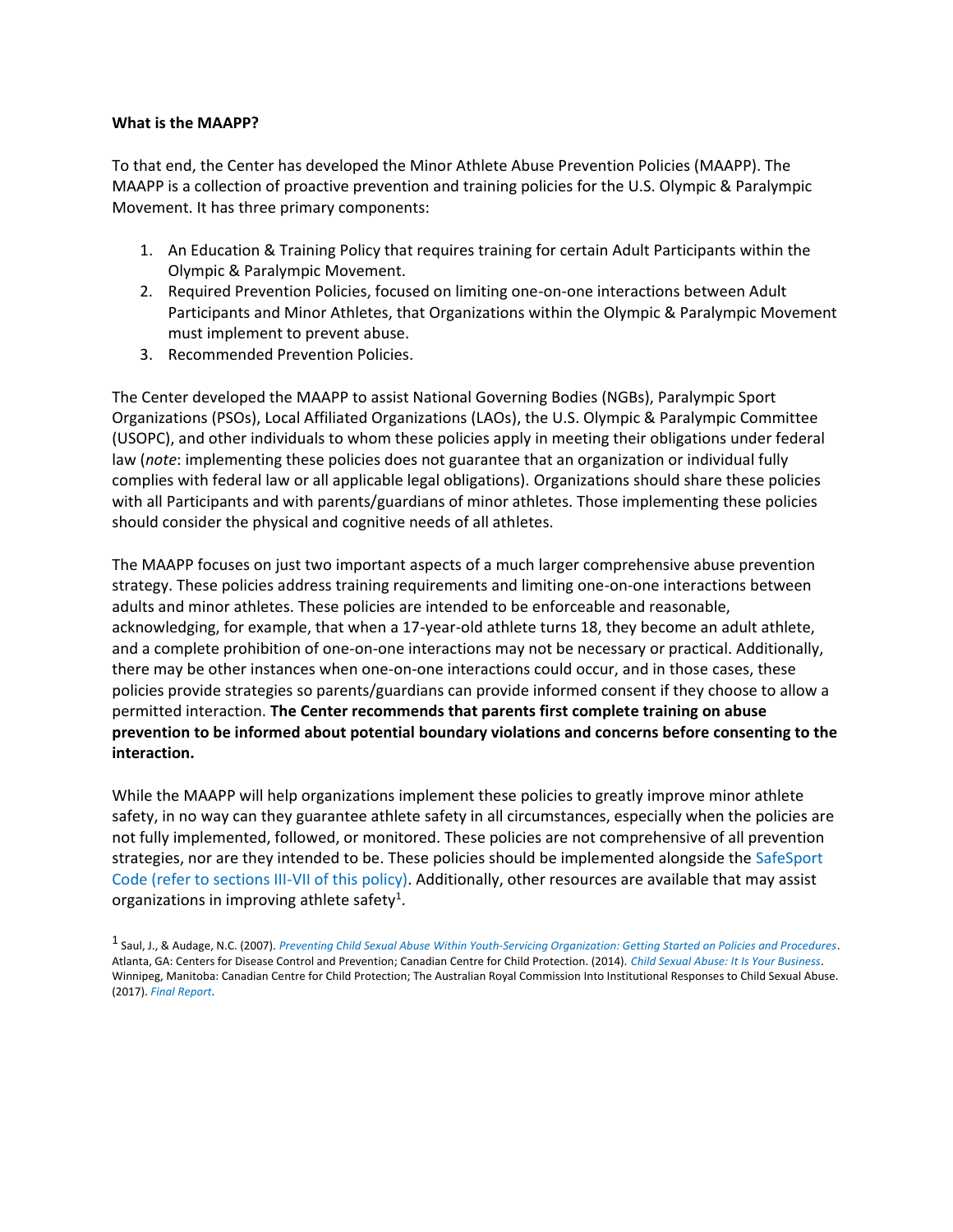**What is the MAAPP?**

To that end, the Center has developed the Minor Athlete Abuse Prevention Policies (MAAPP). The MAAPP is a collection of proactive prevention and training policies for the U.S. Olympic & Paralympic Movement. It has three primary components:

1. An Education & Training Policy that requires training for certain Adult Participants within the Olympic & Paralympic Movement.
2. Required Prevention Policies, focused on limiting one-on-one interactions between Adult Participants and Minor Athletes, that Organizations within the Olympic & Paralympic Movement must implement to prevent abuse.
3. Recommended Prevention Policies.

The Center developed the MAAPP to assist National Governing Bodies (NGBs), Paralympic Sport Organizations (PSOs), Local Affiliated Organizations (LAOs), the U.S. Olympic & Paralympic Committee (USOPC), and other individuals to whom these policies apply in meeting their obligations under federal law (*note*: implementing these policies does not guarantee that an organization or individual fully complies with federal law or all applicable legal obligations). Organizations should share these policies with all Participants and with parents/guardians of minor athletes. Those implementing these policies should consider the physical and cognitive needs of all athletes.

The MAAPP focuses on just two important aspects of a much larger comprehensive abuse prevention strategy. These policies address training requirements and limiting one-on-one interactions between adults and minor athletes. These policies are intended to be enforceable and reasonable, acknowledging, for example, that when a 17-year-old athlete turns 18, they become an adult athlete, and a complete prohibition of one-on-one interactions may not be necessary or practical. Additionally, there may be other instances when one-on-one interactions could occur, and in those cases, these policies provide strategies so parents/guardians can provide informed consent if they choose to allow a permitted interaction. **The Center recommends that parents first complete training on abuse prevention to be informed about potential boundary violations and concerns before consenting to the interaction.**

While the MAAPP will help organizations implement these policies to greatly improve minor athlete safety, in no way can they guarantee athlete safety in all circumstances, especially when the policies are not fully implemented, followed, or monitored. These policies are not comprehensive of all prevention strategies, nor are they intended to be. These policies should be implemented alongside the SafeSport Code (refer to sections III-VII of this policy). Additionally, other resources are available that may assist organizations in improving athlete safety[1].

[1] Saul, J., & Audage, N.C. (2007). *Preventing Child Sexual Abuse Within Youth-Servicing Organization: Getting Started on Policies and Procedures*. Atlanta, GA: Centers for Disease Control and Prevention; Canadian Centre for Child Protection. (2014). *Child Sexual Abuse: It Is Your Business*. Winnipeg, Manitoba: Canadian Centre for Child Protection; The Australian Royal Commission Into Institutional Responses to Child Sexual Abuse. (2017). *Final Report*.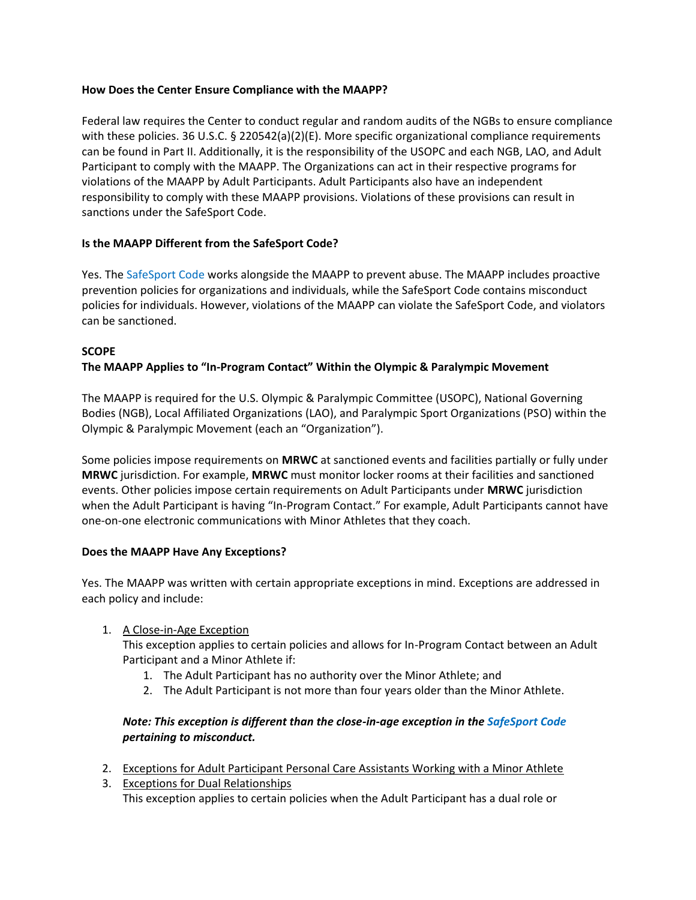**How Does the Center Ensure Compliance with the MAAPP?**

Federal law requires the Center to conduct regular and random audits of the NGBs to ensure compliance with these policies. 36 U.S.C. § 220542(a)(2)(E). More specific organizational compliance requirements can be found in Part II. Additionally, it is the responsibility of the USOPC and each NGB, LAO, and Adult Participant to comply with the MAAPP. The Organizations can act in their respective programs for violations of the MAAPP by Adult Participants. Adult Participants also have an independent responsibility to comply with these MAAPP provisions. Violations of these provisions can result in sanctions under the SafeSport Code.

**Is the MAAPP Different from the SafeSport Code?**

Yes. The SafeSport Code works alongside the MAAPP to prevent abuse. The MAAPP includes proactive prevention policies for organizations and individuals, while the SafeSport Code contains misconduct policies for individuals. However, violations of the MAAPP can violate the SafeSport Code, and violators can be sanctioned.

**SCOPE**

**The MAAPP Applies to "In-Program Contact" Within the Olympic & Paralympic Movement**

The MAAPP is required for the U.S. Olympic & Paralympic Committee (USOPC), National Governing Bodies (NGB), Local Affiliated Organizations (LAO), and Paralympic Sport Organizations (PSO) within the Olympic & Paralympic Movement (each an "Organization").

Some policies impose requirements on **MRWC** at sanctioned events and facilities partially or fully under **MRWC** jurisdiction. For example, **MRWC** must monitor locker rooms at their facilities and sanctioned events. Other policies impose certain requirements on Adult Participants under **MRWC** jurisdiction when the Adult Participant is having "In-Program Contact." For example, Adult Participants cannot have one-on-one electronic communications with Minor Athletes that they coach.

**Does the MAAPP Have Any Exceptions?**

Yes. The MAAPP was written with certain appropriate exceptions in mind. Exceptions are addressed in each policy and include:

1. A Close-in-Age Exception
   This exception applies to certain policies and allows for In-Program Contact between an Adult Participant and a Minor Athlete if:
   1. The Adult Participant has no authority over the Minor Athlete; and
   2. The Adult Participant is not more than four years older than the Minor Athlete.

   ***Note: This exception is different than the close-in-age exception in the SafeSport Code pertaining to misconduct.***

2. Exceptions for Adult Participant Personal Care Assistants Working with a Minor Athlete
3. Exceptions for Dual Relationships
   This exception applies to certain policies when the Adult Participant has a dual role or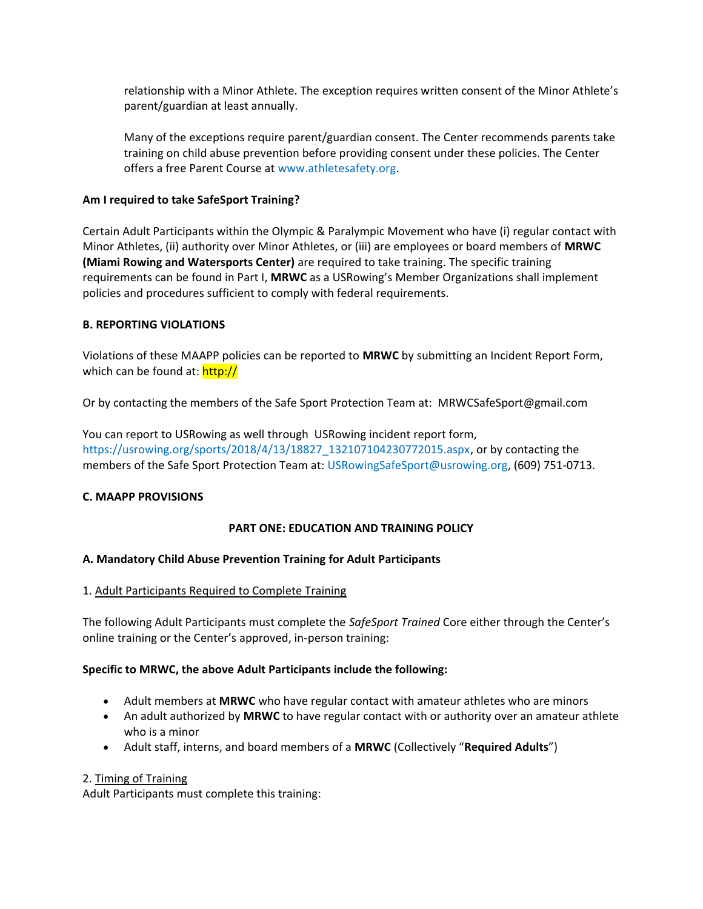relationship with a Minor Athlete. The exception requires written consent of the Minor Athlete's parent/guardian at least annually.

Many of the exceptions require parent/guardian consent. The Center recommends parents take training on child abuse prevention before providing consent under these policies. The Center offers a free Parent Course at www.athletesafety.org.

**Am I required to take SafeSport Training?**

Certain Adult Participants within the Olympic & Paralympic Movement who have (i) regular contact with Minor Athletes, (ii) authority over Minor Athletes, or (iii) are employees or board members of **MRWC (Miami Rowing and Watersports Center)** are required to take training. The specific training requirements can be found in Part I, **MRWC** as a USRowing's Member Organizations shall implement policies and procedures sufficient to comply with federal requirements.

**B. REPORTING VIOLATIONS**

Violations of these MAAPP policies can be reported to **MRWC** by submitting an Incident Report Form, which can be found at: http://

Or by contacting the members of the Safe Sport Protection Team at: MRWCSafeSport@gmail.com

You can report to USRowing as well through USRowing incident report form, https://usrowing.org/sports/2018/4/13/18827_132107104230772015.aspx, or by contacting the members of the Safe Sport Protection Team at: USRowingSafeSport@usrowing.org, (609) 751-0713.

**C. MAAPP PROVISIONS**

**PART ONE: EDUCATION AND TRAINING POLICY**

**A. Mandatory Child Abuse Prevention Training for Adult Participants**

1. Adult Participants Required to Complete Training

The following Adult Participants must complete the *SafeSport Trained* Core either through the Center's online training or the Center's approved, in-person training:

**Specific to MRWC, the above Adult Participants include the following:**

- Adult members at **MRWC** who have regular contact with amateur athletes who are minors
- An adult authorized by **MRWC** to have regular contact with or authority over an amateur athlete who is a minor
- Adult staff, interns, and board members of a **MRWC** (Collectively "**Required Adults**")

2. Timing of Training

Adult Participants must complete this training: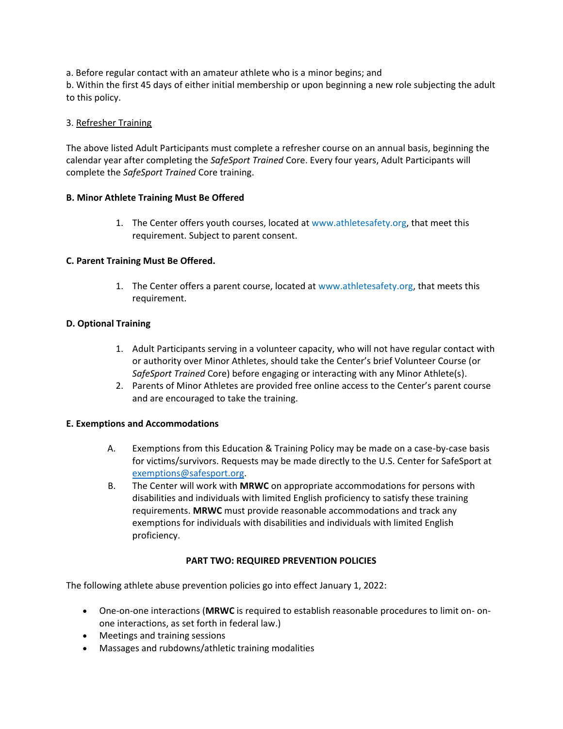a. Before regular contact with an amateur athlete who is a minor begins; and
b. Within the first 45 days of either initial membership or upon beginning a new role subjecting the adult to this policy.

3. Refresher Training

The above listed Adult Participants must complete a refresher course on an annual basis, beginning the calendar year after completing the *SafeSport Trained* Core. Every four years, Adult Participants will complete the *SafeSport Trained* Core training.

**B. Minor Athlete Training Must Be Offered**

1. The Center offers youth courses, located at www.athletesafety.org, that meet this requirement. Subject to parent consent.

**C. Parent Training Must Be Offered.**

1. The Center offers a parent course, located at www.athletesafety.org, that meets this requirement.

**D. Optional Training**

1. Adult Participants serving in a volunteer capacity, who will not have regular contact with or authority over Minor Athletes, should take the Center's brief Volunteer Course (or *SafeSport Trained* Core) before engaging or interacting with any Minor Athlete(s).
2. Parents of Minor Athletes are provided free online access to the Center's parent course and are encouraged to take the training.

**E. Exemptions and Accommodations**

A. Exemptions from this Education & Training Policy may be made on a case-by-case basis for victims/survivors. Requests may be made directly to the U.S. Center for SafeSport at exemptions@safesport.org.

B. The Center will work with **MRWC** on appropriate accommodations for persons with disabilities and individuals with limited English proficiency to satisfy these training requirements. **MRWC** must provide reasonable accommodations and track any exemptions for individuals with disabilities and individuals with limited English proficiency.

**PART TWO: REQUIRED PREVENTION POLICIES**

The following athlete abuse prevention policies go into effect January 1, 2022:

- One-on-one interactions (**MRWC** is required to establish reasonable procedures to limit on- on-one interactions, as set forth in federal law.)
- Meetings and training sessions
- Massages and rubdowns/athletic training modalities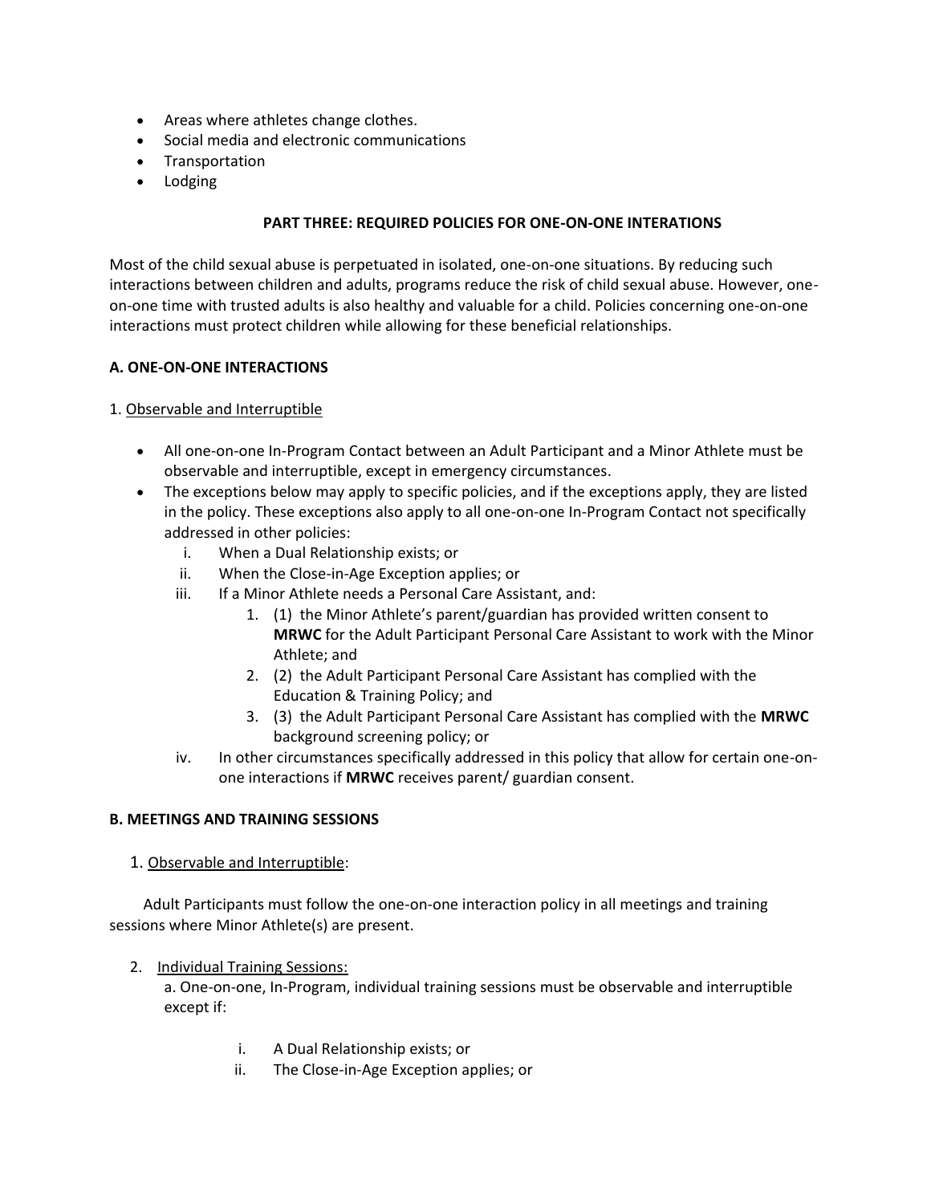- Areas where athletes change clothes.
- Social media and electronic communications
- Transportation
- Lodging

**PART THREE: REQUIRED POLICIES FOR ONE-ON-ONE INTERATIONS**

Most of the child sexual abuse is perpetuated in isolated, one-on-one situations. By reducing such interactions between children and adults, programs reduce the risk of child sexual abuse. However, one-on-one time with trusted adults is also healthy and valuable for a child. Policies concerning one-on-one interactions must protect children while allowing for these beneficial relationships.

**A. ONE-ON-ONE INTERACTIONS**

1. Observable and Interruptible

- All one-on-one In-Program Contact between an Adult Participant and a Minor Athlete must be observable and interruptible, except in emergency circumstances.
- The exceptions below may apply to specific policies, and if the exceptions apply, they are listed in the policy. These exceptions also apply to all one-on-one In-Program Contact not specifically addressed in other policies:
  - i. When a Dual Relationship exists; or
  - ii. When the Close-in-Age Exception applies; or
  - iii. If a Minor Athlete needs a Personal Care Assistant, and:
    1. (1) the Minor Athlete's parent/guardian has provided written consent to **MRWC** for the Adult Participant Personal Care Assistant to work with the Minor Athlete; and
    2. (2) the Adult Participant Personal Care Assistant has complied with the Education & Training Policy; and
    3. (3) the Adult Participant Personal Care Assistant has complied with the **MRWC** background screening policy; or
  - iv. In other circumstances specifically addressed in this policy that allow for certain one-on-one interactions if **MRWC** receives parent/ guardian consent.

**B. MEETINGS AND TRAINING SESSIONS**

1. Observable and Interruptible:

Adult Participants must follow the one-on-one interaction policy in all meetings and training sessions where Minor Athlete(s) are present.

2. Individual Training Sessions:

   a. One-on-one, In-Program, individual training sessions must be observable and interruptible except if:

   - i. A Dual Relationship exists; or
   - ii. The Close-in-Age Exception applies; or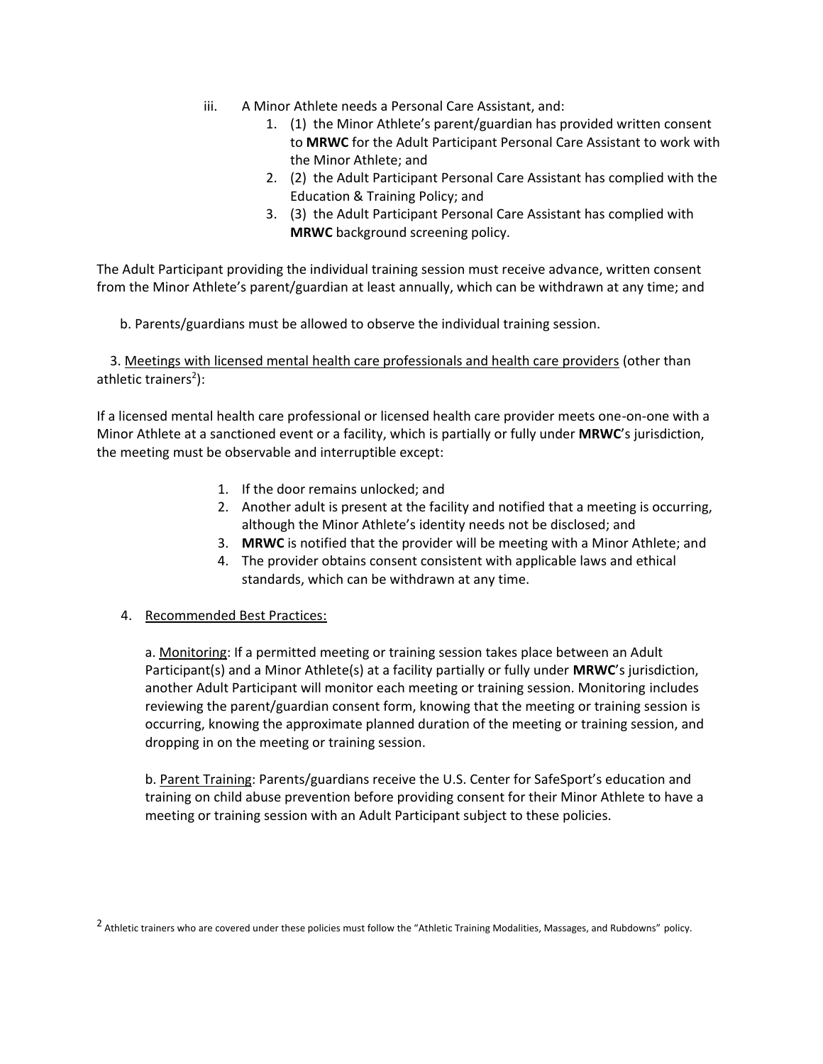iii. A Minor Athlete needs a Personal Care Assistant, and:

1. (1) the Minor Athlete's parent/guardian has provided written consent to **MRWC** for the Adult Participant Personal Care Assistant to work with the Minor Athlete; and
2. (2) the Adult Participant Personal Care Assistant has complied with the Education & Training Policy; and
3. (3) the Adult Participant Personal Care Assistant has complied with **MRWC** background screening policy.

The Adult Participant providing the individual training session must receive advance, written consent from the Minor Athlete's parent/guardian at least annually, which can be withdrawn at any time; and

b. Parents/guardians must be allowed to observe the individual training session.

3. Meetings with licensed mental health care professionals and health care providers (other than athletic trainers[2]):

If a licensed mental health care professional or licensed health care provider meets one-on-one with a Minor Athlete at a sanctioned event or a facility, which is partially or fully under **MRWC**'s jurisdiction, the meeting must be observable and interruptible except:

1. If the door remains unlocked; and
2. Another adult is present at the facility and notified that a meeting is occurring, although the Minor Athlete's identity needs not be disclosed; and
3. **MRWC** is notified that the provider will be meeting with a Minor Athlete; and
4. The provider obtains consent consistent with applicable laws and ethical standards, which can be withdrawn at any time.

4. Recommended Best Practices:

a. Monitoring: If a permitted meeting or training session takes place between an Adult Participant(s) and a Minor Athlete(s) at a facility partially or fully under **MRWC**'s jurisdiction, another Adult Participant will monitor each meeting or training session. Monitoring includes reviewing the parent/guardian consent form, knowing that the meeting or training session is occurring, knowing the approximate planned duration of the meeting or training session, and dropping in on the meeting or training session.

b. Parent Training: Parents/guardians receive the U.S. Center for SafeSport's education and training on child abuse prevention before providing consent for their Minor Athlete to have a meeting or training session with an Adult Participant subject to these policies.

[2] Athletic trainers who are covered under these policies must follow the "Athletic Training Modalities, Massages, and Rubdowns" policy.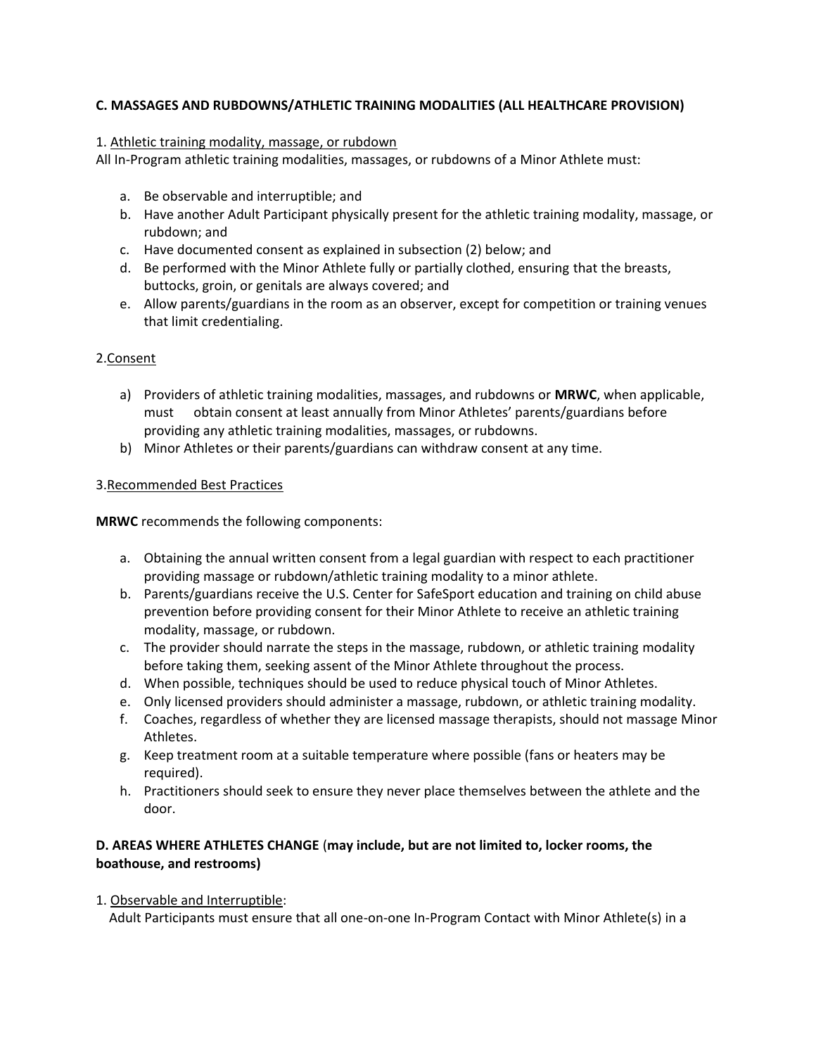**C. MASSAGES AND RUBDOWNS/ATHLETIC TRAINING MODALITIES (ALL HEALTHCARE PROVISION)**

1. Athletic training modality, massage, or rubdown

All In-Program athletic training modalities, massages, or rubdowns of a Minor Athlete must:

a. Be observable and interruptible; and
b. Have another Adult Participant physically present for the athletic training modality, massage, or rubdown; and
c. Have documented consent as explained in subsection (2) below; and
d. Be performed with the Minor Athlete fully or partially clothed, ensuring that the breasts, buttocks, groin, or genitals are always covered; and
e. Allow parents/guardians in the room as an observer, except for competition or training venues that limit credentialing.

2. Consent

a) Providers of athletic training modalities, massages, and rubdowns or **MRWC**, when applicable, must obtain consent at least annually from Minor Athletes' parents/guardians before providing any athletic training modalities, massages, or rubdowns.
b) Minor Athletes or their parents/guardians can withdraw consent at any time.

3. Recommended Best Practices

**MRWC** recommends the following components:

a. Obtaining the annual written consent from a legal guardian with respect to each practitioner providing massage or rubdown/athletic training modality to a minor athlete.
b. Parents/guardians receive the U.S. Center for SafeSport education and training on child abuse prevention before providing consent for their Minor Athlete to receive an athletic training modality, massage, or rubdown.
c. The provider should narrate the steps in the massage, rubdown, or athletic training modality before taking them, seeking assent of the Minor Athlete throughout the process.
d. When possible, techniques should be used to reduce physical touch of Minor Athletes.
e. Only licensed providers should administer a massage, rubdown, or athletic training modality.
f. Coaches, regardless of whether they are licensed massage therapists, should not massage Minor Athletes.
g. Keep treatment room at a suitable temperature where possible (fans or heaters may be required).
h. Practitioners should seek to ensure they never place themselves between the athlete and the door.

**D. AREAS WHERE ATHLETES CHANGE (may include, but are not limited to, locker rooms, the boathouse, and restrooms)**

1. Observable and Interruptible:

Adult Participants must ensure that all one-on-one In-Program Contact with Minor Athlete(s) in a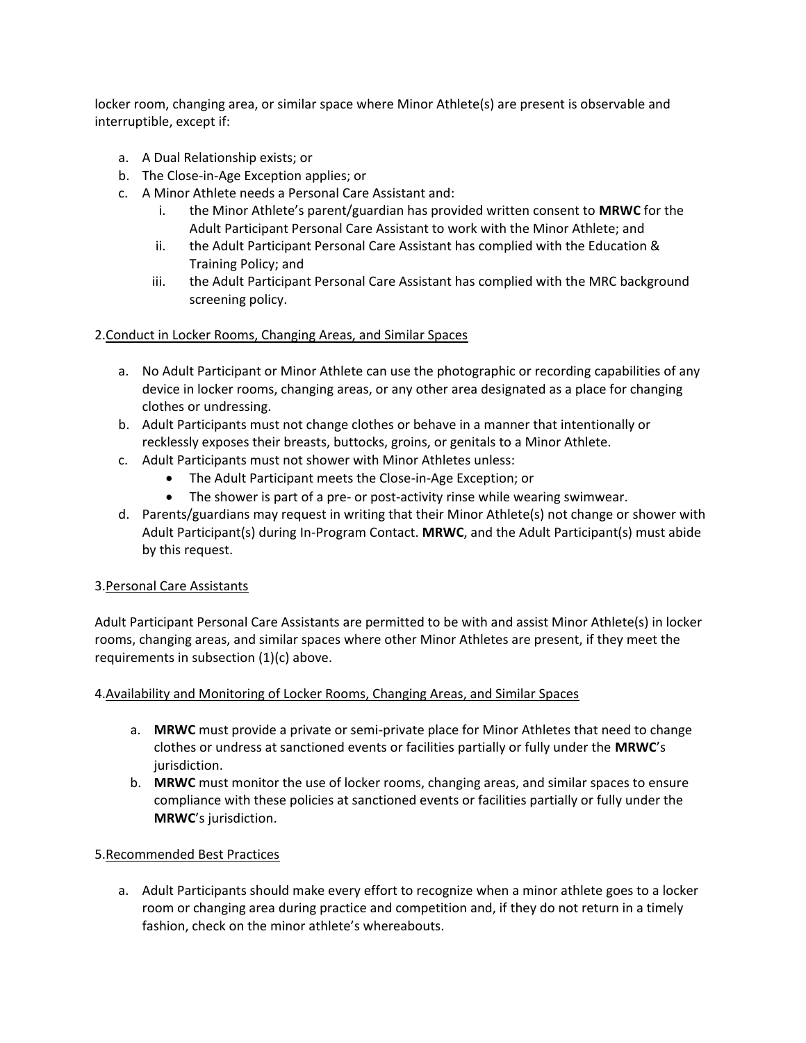locker room, changing area, or similar space where Minor Athlete(s) are present is observable and interruptible, except if:

a. A Dual Relationship exists; or
b. The Close-in-Age Exception applies; or
c. A Minor Athlete needs a Personal Care Assistant and:
    i. the Minor Athlete's parent/guardian has provided written consent to **MRWC** for the Adult Participant Personal Care Assistant to work with the Minor Athlete; and
    ii. the Adult Participant Personal Care Assistant has complied with the Education & Training Policy; and
    iii. the Adult Participant Personal Care Assistant has complied with the MRC background screening policy.

2.<u>Conduct in Locker Rooms, Changing Areas, and Similar Spaces</u>

a. No Adult Participant or Minor Athlete can use the photographic or recording capabilities of any device in locker rooms, changing areas, or any other area designated as a place for changing clothes or undressing.
b. Adult Participants must not change clothes or behave in a manner that intentionally or recklessly exposes their breasts, buttocks, groins, or genitals to a Minor Athlete.
c. Adult Participants must not shower with Minor Athletes unless:
    - The Adult Participant meets the Close-in-Age Exception; or
    - The shower is part of a pre- or post-activity rinse while wearing swimwear.
d. Parents/guardians may request in writing that their Minor Athlete(s) not change or shower with Adult Participant(s) during In-Program Contact. **MRWC**, and the Adult Participant(s) must abide by this request.

3.<u>Personal Care Assistants</u>

Adult Participant Personal Care Assistants are permitted to be with and assist Minor Athlete(s) in locker rooms, changing areas, and similar spaces where other Minor Athletes are present, if they meet the requirements in subsection (1)(c) above.

4.<u>Availability and Monitoring of Locker Rooms, Changing Areas, and Similar Spaces</u>

a. **MRWC** must provide a private or semi-private place for Minor Athletes that need to change clothes or undress at sanctioned events or facilities partially or fully under the **MRWC**'s jurisdiction.
b. **MRWC** must monitor the use of locker rooms, changing areas, and similar spaces to ensure compliance with these policies at sanctioned events or facilities partially or fully under the **MRWC**'s jurisdiction.

5.<u>Recommended Best Practices</u>

a. Adult Participants should make every effort to recognize when a minor athlete goes to a locker room or changing area during practice and competition and, if they do not return in a timely fashion, check on the minor athlete's whereabouts.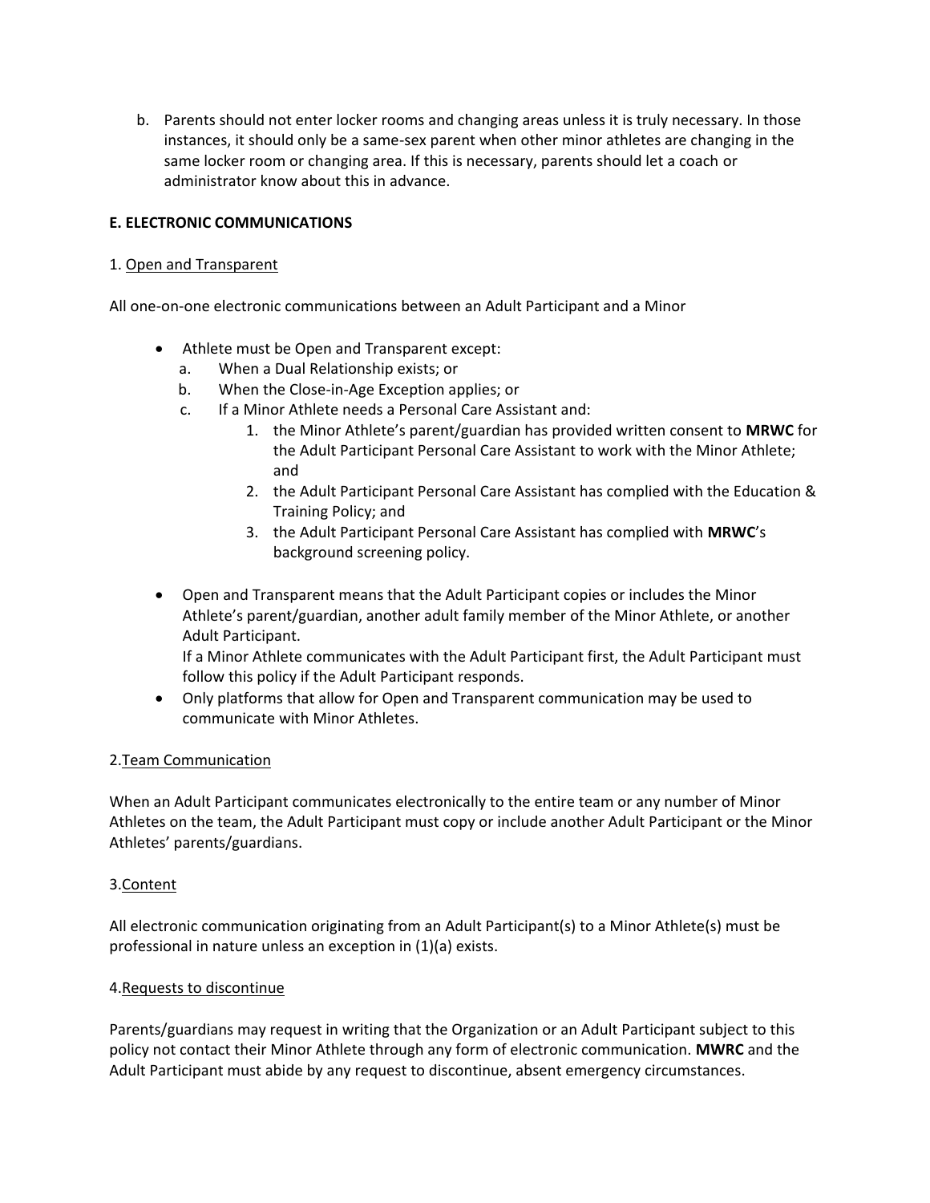b. Parents should not enter locker rooms and changing areas unless it is truly necessary. In those instances, it should only be a same-sex parent when other minor athletes are changing in the same locker room or changing area. If this is necessary, parents should let a coach or administrator know about this in advance.

**E. ELECTRONIC COMMUNICATIONS**

1. <u>Open and Transparent</u>

All one-on-one electronic communications between an Adult Participant and a Minor

- Athlete must be Open and Transparent except:
  a. When a Dual Relationship exists; or
  b. When the Close-in-Age Exception applies; or
  c. If a Minor Athlete needs a Personal Care Assistant and:
     1. the Minor Athlete's parent/guardian has provided written consent to **MRWC** for the Adult Participant Personal Care Assistant to work with the Minor Athlete; and
     2. the Adult Participant Personal Care Assistant has complied with the Education & Training Policy; and
     3. the Adult Participant Personal Care Assistant has complied with **MRWC**'s background screening policy.

- Open and Transparent means that the Adult Participant copies or includes the Minor Athlete's parent/guardian, another adult family member of the Minor Athlete, or another Adult Participant.
  If a Minor Athlete communicates with the Adult Participant first, the Adult Participant must follow this policy if the Adult Participant responds.
- Only platforms that allow for Open and Transparent communication may be used to communicate with Minor Athletes.

2. <u>Team Communication</u>

When an Adult Participant communicates electronically to the entire team or any number of Minor Athletes on the team, the Adult Participant must copy or include another Adult Participant or the Minor Athletes' parents/guardians.

3. <u>Content</u>

All electronic communication originating from an Adult Participant(s) to a Minor Athlete(s) must be professional in nature unless an exception in (1)(a) exists.

4. <u>Requests to discontinue</u>

Parents/guardians may request in writing that the Organization or an Adult Participant subject to this policy not contact their Minor Athlete through any form of electronic communication. **MWRC** and the Adult Participant must abide by any request to discontinue, absent emergency circumstances.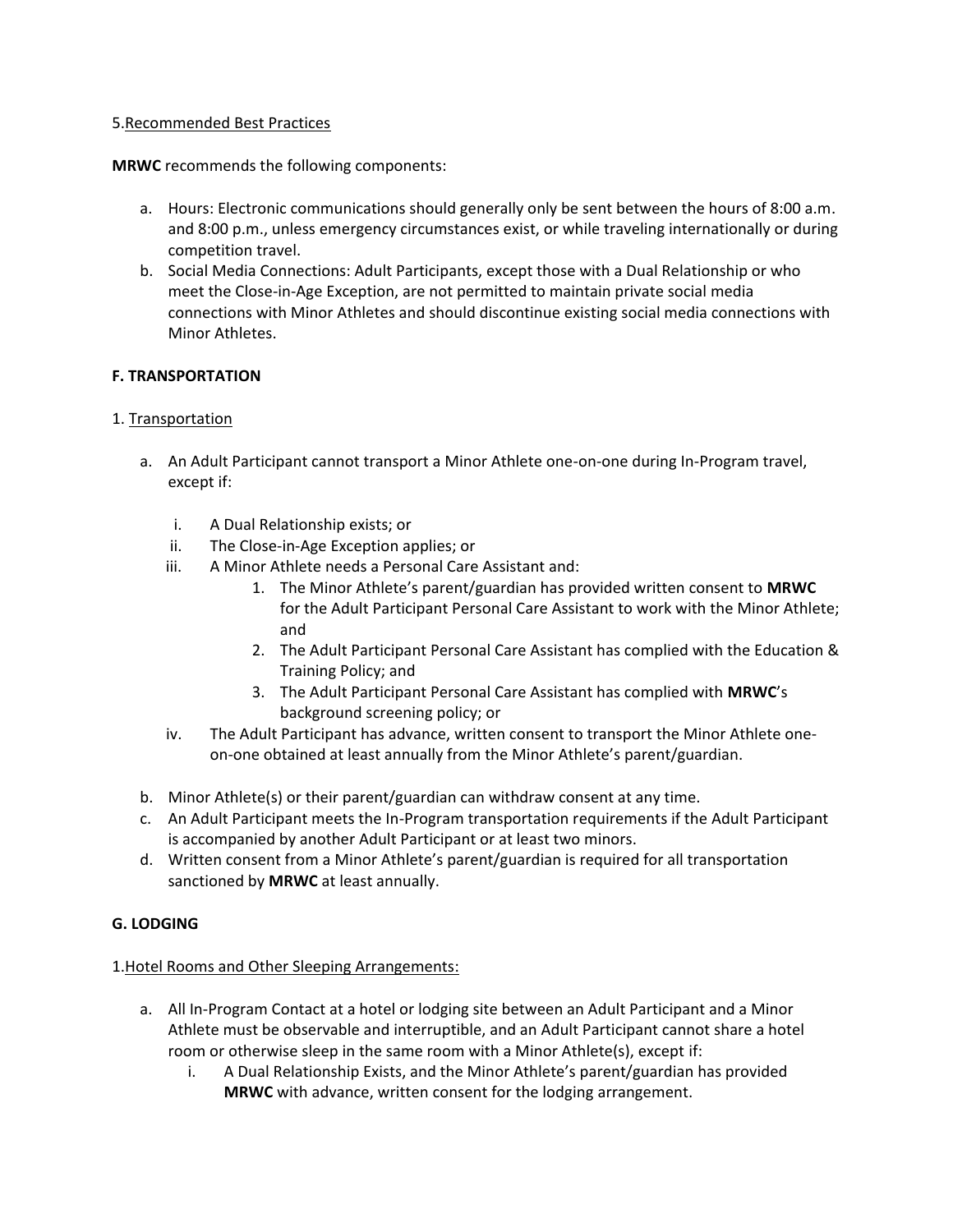5. Recommended Best Practices

**MRWC** recommends the following components:

a. Hours: Electronic communications should generally only be sent between the hours of 8:00 a.m. and 8:00 p.m., unless emergency circumstances exist, or while traveling internationally or during competition travel.
b. Social Media Connections: Adult Participants, except those with a Dual Relationship or who meet the Close-in-Age Exception, are not permitted to maintain private social media connections with Minor Athletes and should discontinue existing social media connections with Minor Athletes.

## F. TRANSPORTATION

1. Transportation

a. An Adult Participant cannot transport a Minor Athlete one-on-one during In-Program travel, except if:
   i. A Dual Relationship exists; or
   ii. The Close-in-Age Exception applies; or
   iii. A Minor Athlete needs a Personal Care Assistant and:
      1. The Minor Athlete's parent/guardian has provided written consent to **MRWC** for the Adult Participant Personal Care Assistant to work with the Minor Athlete; and
      2. The Adult Participant Personal Care Assistant has complied with the Education & Training Policy; and
      3. The Adult Participant Personal Care Assistant has complied with **MRWC**'s background screening policy; or
   iv. The Adult Participant has advance, written consent to transport the Minor Athlete one-on-one obtained at least annually from the Minor Athlete's parent/guardian.
b. Minor Athlete(s) or their parent/guardian can withdraw consent at any time.
c. An Adult Participant meets the In-Program transportation requirements if the Adult Participant is accompanied by another Adult Participant or at least two minors.
d. Written consent from a Minor Athlete's parent/guardian is required for all transportation sanctioned by **MRWC** at least annually.

## G. LODGING

1. Hotel Rooms and Other Sleeping Arrangements:

a. All In-Program Contact at a hotel or lodging site between an Adult Participant and a Minor Athlete must be observable and interruptible, and an Adult Participant cannot share a hotel room or otherwise sleep in the same room with a Minor Athlete(s), except if:
   i. A Dual Relationship Exists, and the Minor Athlete's parent/guardian has provided **MRWC** with advance, written consent for the lodging arrangement.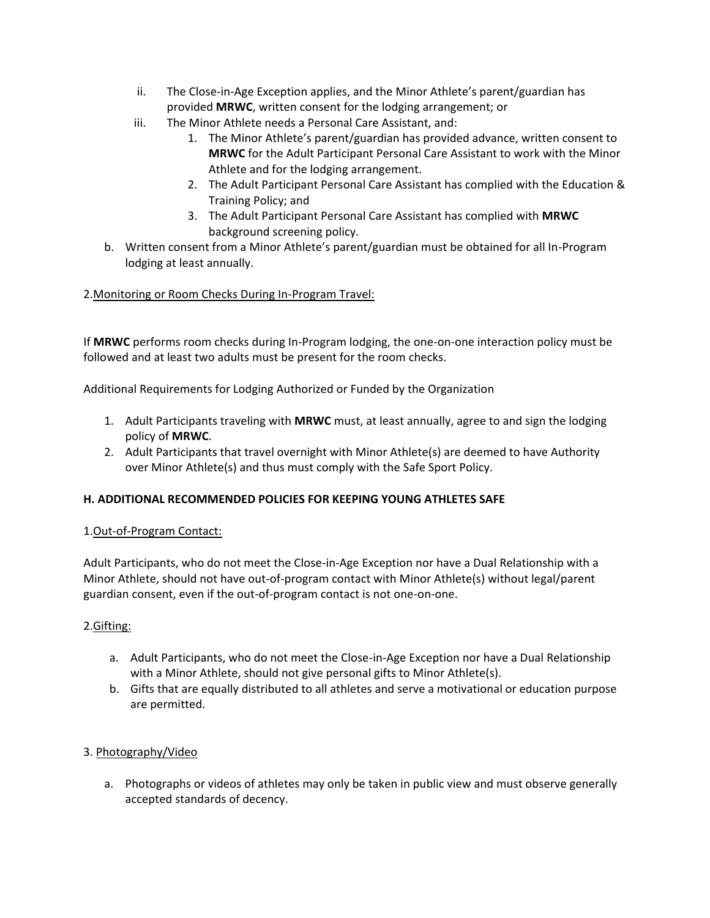ii. The Close-in-Age Exception applies, and the Minor Athlete's parent/guardian has provided **MRWC**, written consent for the lodging arrangement; or
   iii. The Minor Athlete needs a Personal Care Assistant, and:
      1. The Minor Athlete's parent/guardian has provided advance, written consent to **MRWC** for the Adult Participant Personal Care Assistant to work with the Minor Athlete and for the lodging arrangement.
      2. The Adult Participant Personal Care Assistant has complied with the Education & Training Policy; and
      3. The Adult Participant Personal Care Assistant has complied with **MRWC** background screening policy.

b. Written consent from a Minor Athlete's parent/guardian must be obtained for all In-Program lodging at least annually.

2.<u>Monitoring or Room Checks During In-Program Travel:</u>

If **MRWC** performs room checks during In-Program lodging, the one-on-one interaction policy must be followed and at least two adults must be present for the room checks.

Additional Requirements for Lodging Authorized or Funded by the Organization

1. Adult Participants traveling with **MRWC** must, at least annually, agree to and sign the lodging policy of **MRWC**.
2. Adult Participants that travel overnight with Minor Athlete(s) are deemed to have Authority over Minor Athlete(s) and thus must comply with the Safe Sport Policy.

**H. ADDITIONAL RECOMMENDED POLICIES FOR KEEPING YOUNG ATHLETES SAFE**

1.<u>Out-of-Program Contact:</u>

Adult Participants, who do not meet the Close-in-Age Exception nor have a Dual Relationship with a Minor Athlete, should not have out-of-program contact with Minor Athlete(s) without legal/parent guardian consent, even if the out-of-program contact is not one-on-one.

2.<u>Gifting:</u>

a. Adult Participants, who do not meet the Close-in-Age Exception nor have a Dual Relationship with a Minor Athlete, should not give personal gifts to Minor Athlete(s).
b. Gifts that are equally distributed to all athletes and serve a motivational or education purpose are permitted.

3. <u>Photography/Video</u>

a. Photographs or videos of athletes may only be taken in public view and must observe generally accepted standards of decency.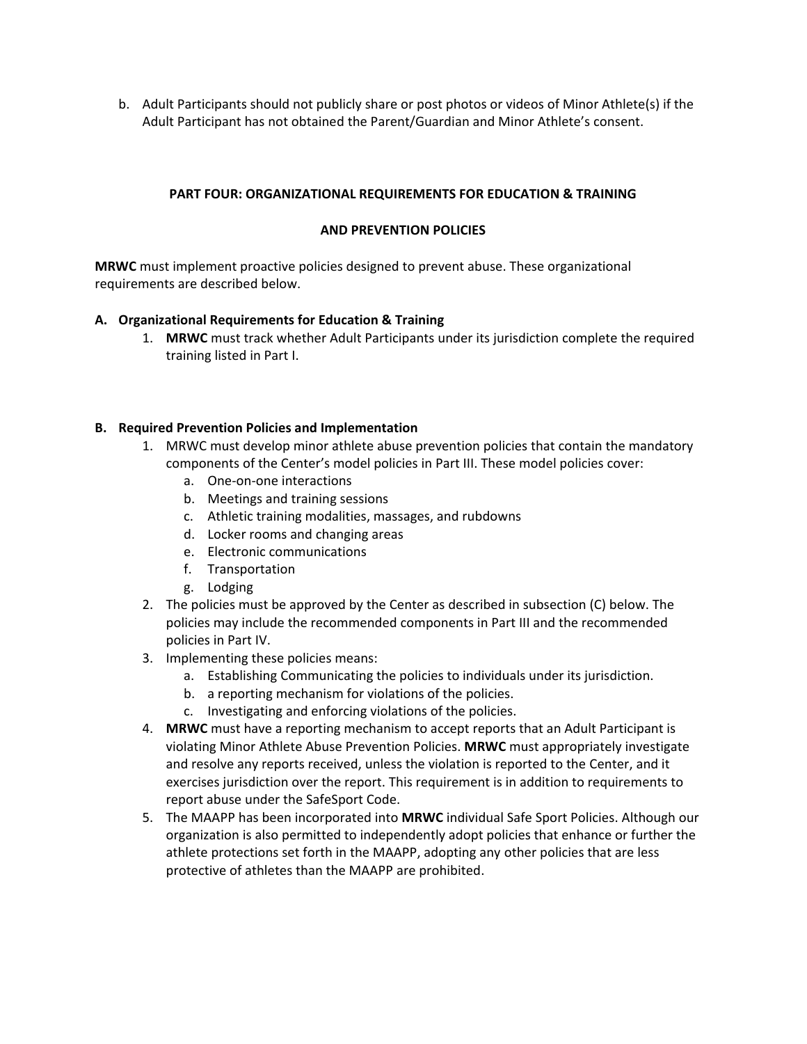b. Adult Participants should not publicly share or post photos or videos of Minor Athlete(s) if the Adult Participant has not obtained the Parent/Guardian and Minor Athlete's consent.

## PART FOUR: ORGANIZATIONAL REQUIREMENTS FOR EDUCATION & TRAINING AND PREVENTION POLICIES

**MRWC** must implement proactive policies designed to prevent abuse. These organizational requirements are described below.

### A. Organizational Requirements for Education & Training

1. **MRWC** must track whether Adult Participants under its jurisdiction complete the required training listed in Part I.

### B. Required Prevention Policies and Implementation

1. MRWC must develop minor athlete abuse prevention policies that contain the mandatory components of the Center's model policies in Part III. These model policies cover:
   a. One-on-one interactions
   b. Meetings and training sessions
   c. Athletic training modalities, massages, and rubdowns
   d. Locker rooms and changing areas
   e. Electronic communications
   f. Transportation
   g. Lodging
2. The policies must be approved by the Center as described in subsection (C) below. The policies may include the recommended components in Part III and the recommended policies in Part IV.
3. Implementing these policies means:
   a. Establishing Communicating the policies to individuals under its jurisdiction.
   b. a reporting mechanism for violations of the policies.
   c. Investigating and enforcing violations of the policies.
4. **MRWC** must have a reporting mechanism to accept reports that an Adult Participant is violating Minor Athlete Abuse Prevention Policies. **MRWC** must appropriately investigate and resolve any reports received, unless the violation is reported to the Center, and it exercises jurisdiction over the report. This requirement is in addition to requirements to report abuse under the SafeSport Code.
5. The MAAPP has been incorporated into **MRWC** individual Safe Sport Policies. Although our organization is also permitted to independently adopt policies that enhance or further the athlete protections set forth in the MAAPP, adopting any other policies that are less protective of athletes than the MAAPP are prohibited.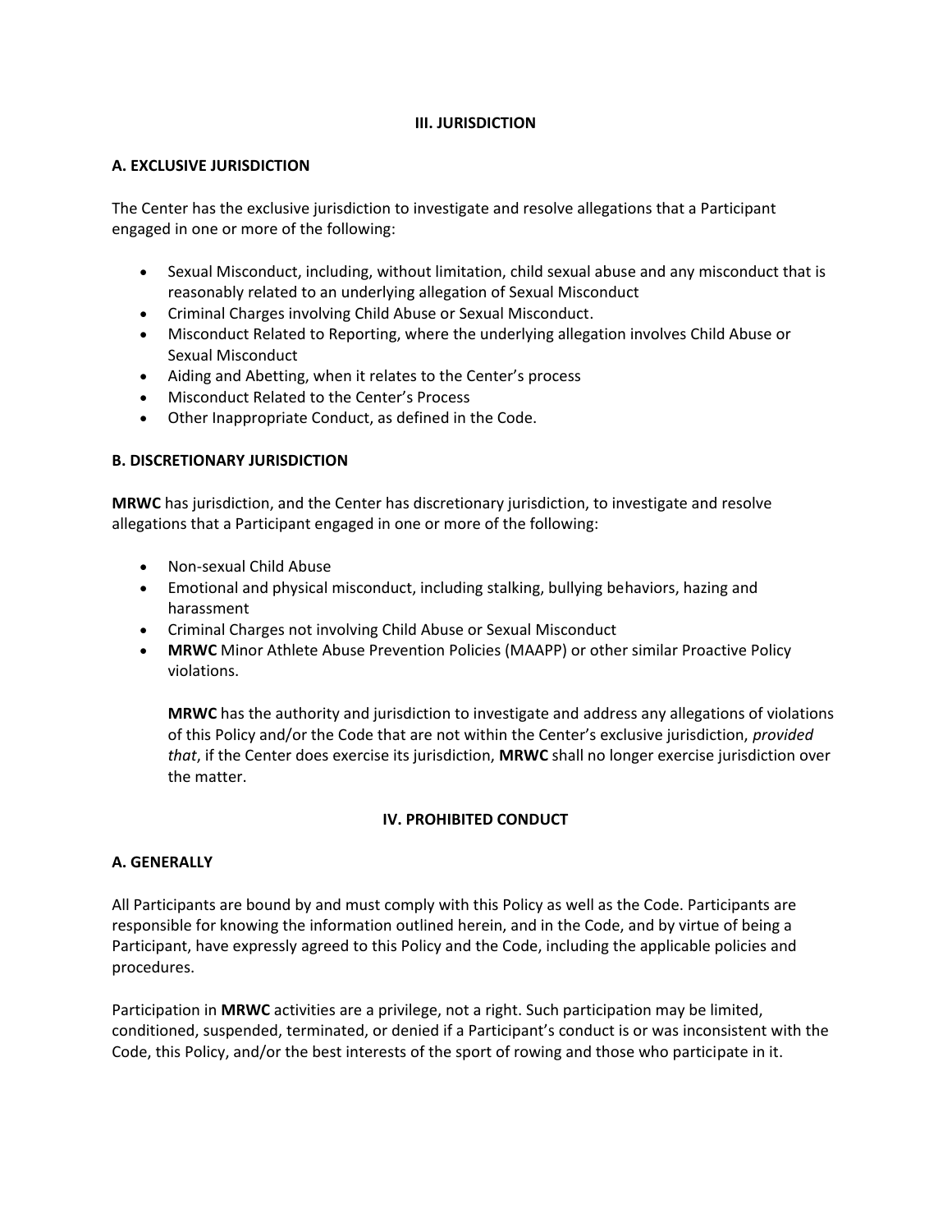## III. JURISDICTION

### A. EXCLUSIVE JURISDICTION

The Center has the exclusive jurisdiction to investigate and resolve allegations that a Participant engaged in one or more of the following:

- Sexual Misconduct, including, without limitation, child sexual abuse and any misconduct that is reasonably related to an underlying allegation of Sexual Misconduct
- Criminal Charges involving Child Abuse or Sexual Misconduct.
- Misconduct Related to Reporting, where the underlying allegation involves Child Abuse or Sexual Misconduct
- Aiding and Abetting, when it relates to the Center's process
- Misconduct Related to the Center's Process
- Other Inappropriate Conduct, as defined in the Code.

### B. DISCRETIONARY JURISDICTION

**MRWC** has jurisdiction, and the Center has discretionary jurisdiction, to investigate and resolve allegations that a Participant engaged in one or more of the following:

- Non-sexual Child Abuse
- Emotional and physical misconduct, including stalking, bullying behaviors, hazing and harassment
- Criminal Charges not involving Child Abuse or Sexual Misconduct
- **MRWC** Minor Athlete Abuse Prevention Policies (MAAPP) or other similar Proactive Policy violations.

  **MRWC** has the authority and jurisdiction to investigate and address any allegations of violations of this Policy and/or the Code that are not within the Center's exclusive jurisdiction, *provided that*, if the Center does exercise its jurisdiction, **MRWC** shall no longer exercise jurisdiction over the matter.

## IV. PROHIBITED CONDUCT

### A. GENERALLY

All Participants are bound by and must comply with this Policy as well as the Code. Participants are responsible for knowing the information outlined herein, and in the Code, and by virtue of being a Participant, have expressly agreed to this Policy and the Code, including the applicable policies and procedures.

Participation in **MRWC** activities are a privilege, not a right. Such participation may be limited, conditioned, suspended, terminated, or denied if a Participant's conduct is or was inconsistent with the Code, this Policy, and/or the best interests of the sport of rowing and those who participate in it.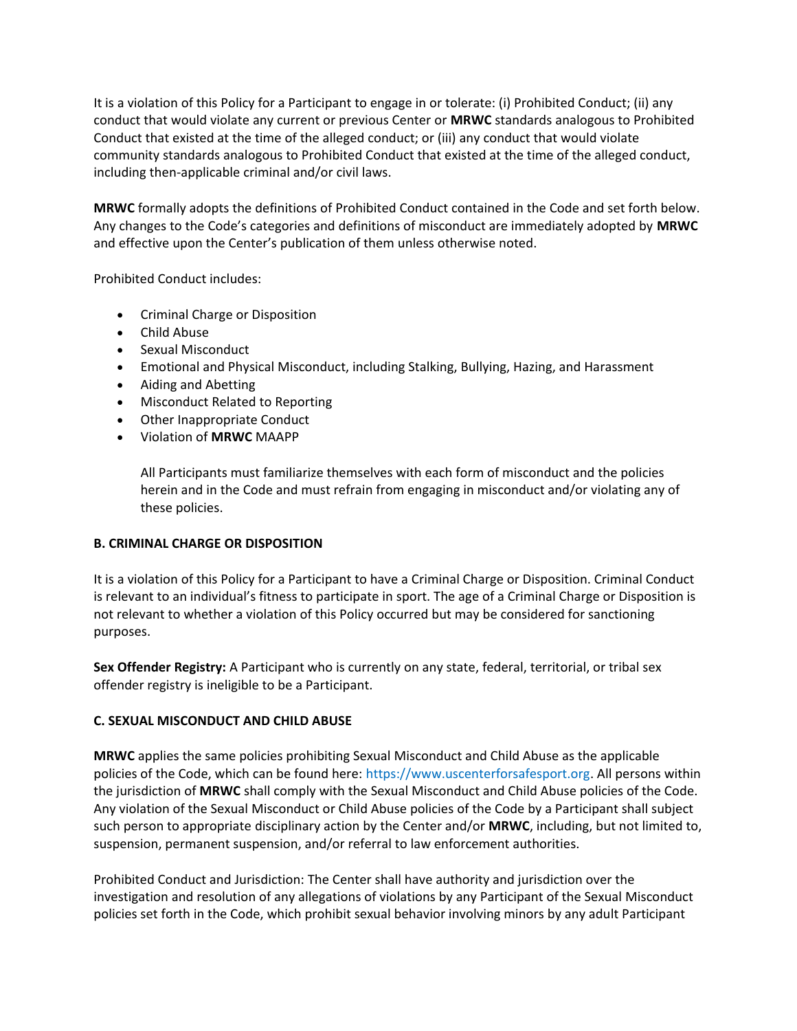It is a violation of this Policy for a Participant to engage in or tolerate: (i) Prohibited Conduct; (ii) any conduct that would violate any current or previous Center or **MRWC** standards analogous to Prohibited Conduct that existed at the time of the alleged conduct; or (iii) any conduct that would violate community standards analogous to Prohibited Conduct that existed at the time of the alleged conduct, including then-applicable criminal and/or civil laws.

**MRWC** formally adopts the definitions of Prohibited Conduct contained in the Code and set forth below. Any changes to the Code's categories and definitions of misconduct are immediately adopted by **MRWC** and effective upon the Center's publication of them unless otherwise noted.

Prohibited Conduct includes:

- Criminal Charge or Disposition
- Child Abuse
- Sexual Misconduct
- Emotional and Physical Misconduct, including Stalking, Bullying, Hazing, and Harassment
- Aiding and Abetting
- Misconduct Related to Reporting
- Other Inappropriate Conduct
- Violation of **MRWC** MAAPP

  All Participants must familiarize themselves with each form of misconduct and the policies herein and in the Code and must refrain from engaging in misconduct and/or violating any of these policies.

**B. CRIMINAL CHARGE OR DISPOSITION**

It is a violation of this Policy for a Participant to have a Criminal Charge or Disposition. Criminal Conduct is relevant to an individual's fitness to participate in sport. The age of a Criminal Charge or Disposition is not relevant to whether a violation of this Policy occurred but may be considered for sanctioning purposes.

**Sex Offender Registry:** A Participant who is currently on any state, federal, territorial, or tribal sex offender registry is ineligible to be a Participant.

**C. SEXUAL MISCONDUCT AND CHILD ABUSE**

**MRWC** applies the same policies prohibiting Sexual Misconduct and Child Abuse as the applicable policies of the Code, which can be found here: https://www.uscenterforsafesport.org. All persons within the jurisdiction of **MRWC** shall comply with the Sexual Misconduct and Child Abuse policies of the Code. Any violation of the Sexual Misconduct or Child Abuse policies of the Code by a Participant shall subject such person to appropriate disciplinary action by the Center and/or **MRWC**, including, but not limited to, suspension, permanent suspension, and/or referral to law enforcement authorities.

Prohibited Conduct and Jurisdiction: The Center shall have authority and jurisdiction over the investigation and resolution of any allegations of violations by any Participant of the Sexual Misconduct policies set forth in the Code, which prohibit sexual behavior involving minors by any adult Participant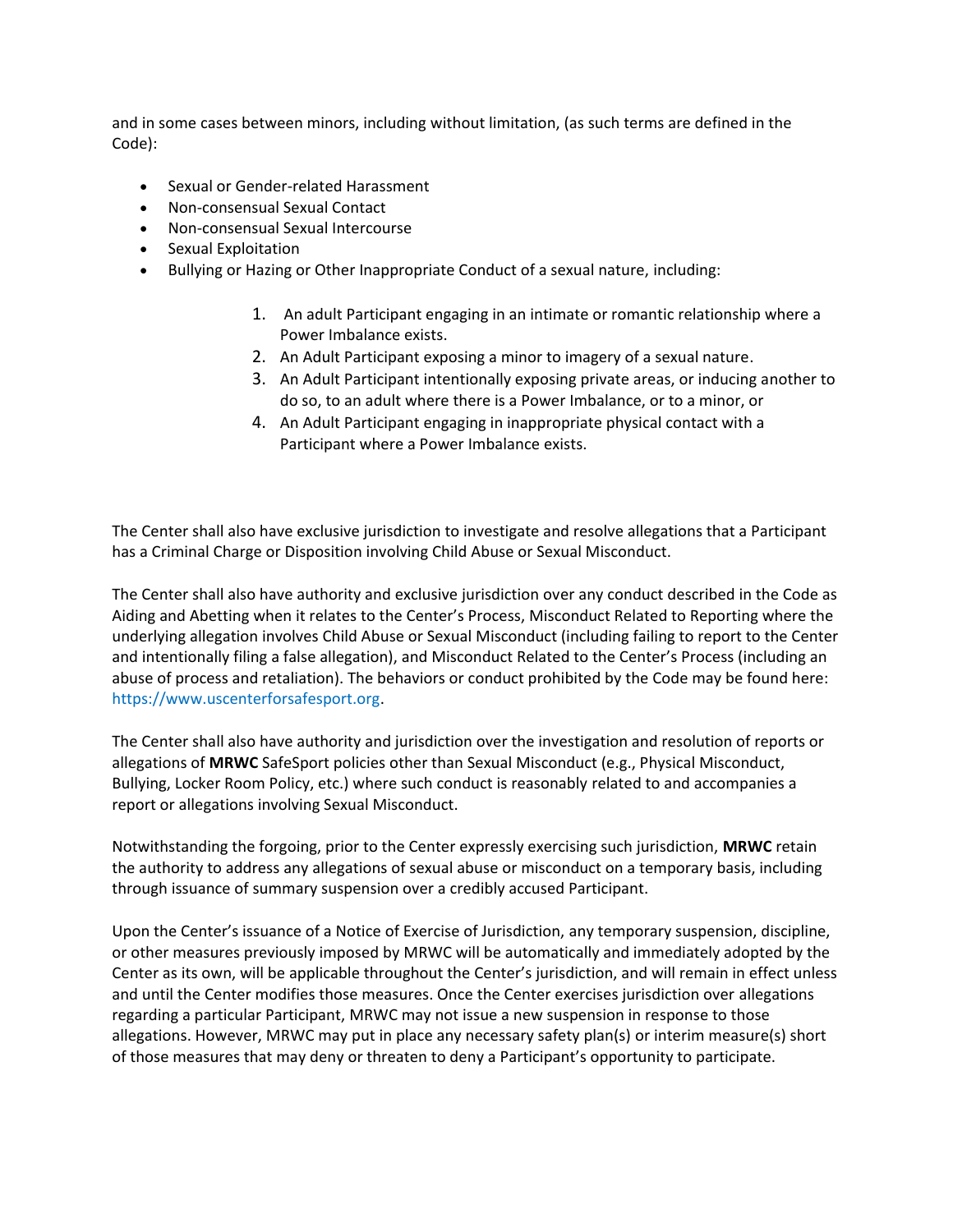and in some cases between minors, including without limitation, (as such terms are defined in the Code):

- Sexual or Gender-related Harassment
- Non-consensual Sexual Contact
- Non-consensual Sexual Intercourse
- Sexual Exploitation
- Bullying or Hazing or Other Inappropriate Conduct of a sexual nature, including:

    1. An adult Participant engaging in an intimate or romantic relationship where a Power Imbalance exists.
    2. An Adult Participant exposing a minor to imagery of a sexual nature.
    3. An Adult Participant intentionally exposing private areas, or inducing another to do so, to an adult where there is a Power Imbalance, or to a minor, or
    4. An Adult Participant engaging in inappropriate physical contact with a Participant where a Power Imbalance exists.

The Center shall also have exclusive jurisdiction to investigate and resolve allegations that a Participant has a Criminal Charge or Disposition involving Child Abuse or Sexual Misconduct.

The Center shall also have authority and exclusive jurisdiction over any conduct described in the Code as Aiding and Abetting when it relates to the Center's Process, Misconduct Related to Reporting where the underlying allegation involves Child Abuse or Sexual Misconduct (including failing to report to the Center and intentionally filing a false allegation), and Misconduct Related to the Center's Process (including an abuse of process and retaliation). The behaviors or conduct prohibited by the Code may be found here: https://www.uscenterforsafesport.org.

The Center shall also have authority and jurisdiction over the investigation and resolution of reports or allegations of **MRWC** SafeSport policies other than Sexual Misconduct (e.g., Physical Misconduct, Bullying, Locker Room Policy, etc.) where such conduct is reasonably related to and accompanies a report or allegations involving Sexual Misconduct.

Notwithstanding the forgoing, prior to the Center expressly exercising such jurisdiction, **MRWC** retain the authority to address any allegations of sexual abuse or misconduct on a temporary basis, including through issuance of summary suspension over a credibly accused Participant.

Upon the Center's issuance of a Notice of Exercise of Jurisdiction, any temporary suspension, discipline, or other measures previously imposed by MRWC will be automatically and immediately adopted by the Center as its own, will be applicable throughout the Center's jurisdiction, and will remain in effect unless and until the Center modifies those measures. Once the Center exercises jurisdiction over allegations regarding a particular Participant, MRWC may not issue a new suspension in response to those allegations. However, MRWC may put in place any necessary safety plan(s) or interim measure(s) short of those measures that may deny or threaten to deny a Participant's opportunity to participate.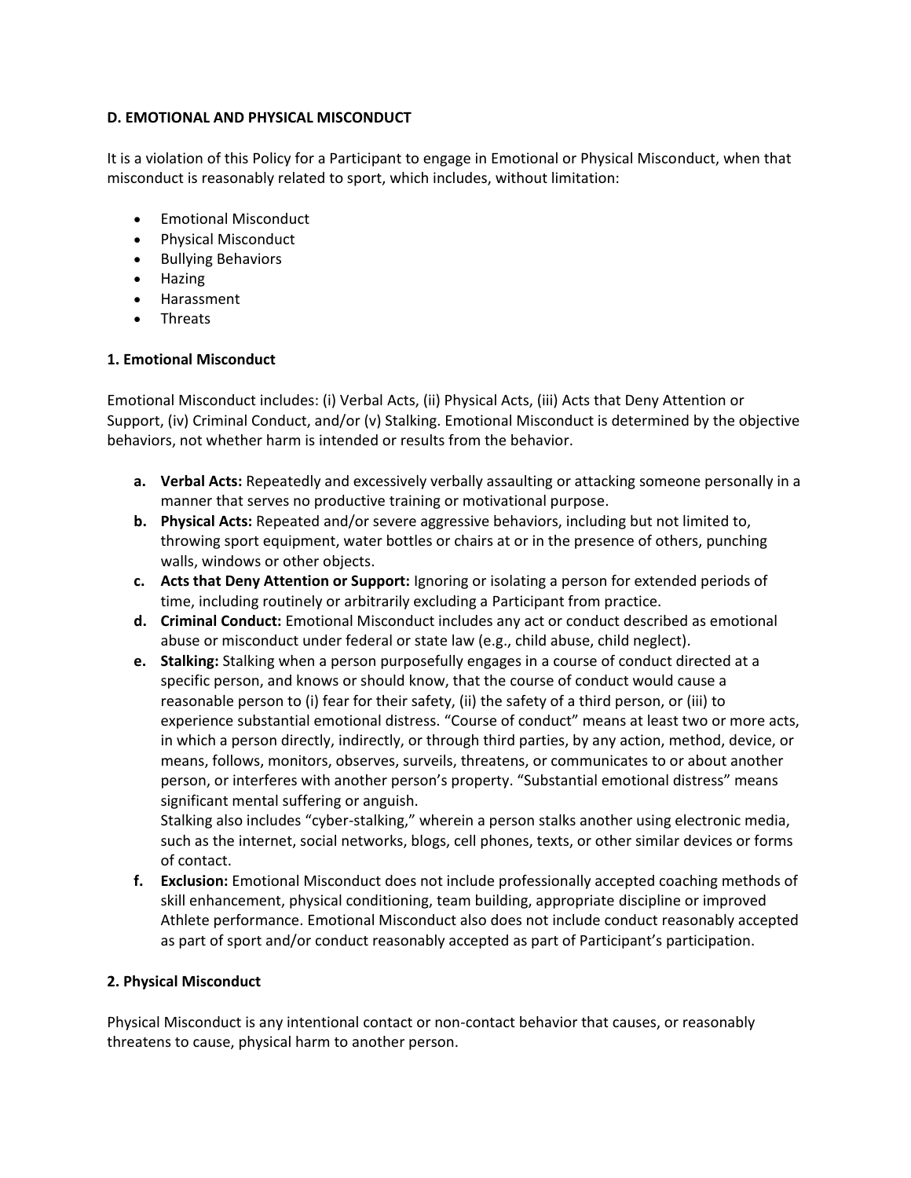**D. EMOTIONAL AND PHYSICAL MISCONDUCT**

It is a violation of this Policy for a Participant to engage in Emotional or Physical Misconduct, when that misconduct is reasonably related to sport, which includes, without limitation:

- Emotional Misconduct
- Physical Misconduct
- Bullying Behaviors
- Hazing
- Harassment
- Threats

**1. Emotional Misconduct**

Emotional Misconduct includes: (i) Verbal Acts, (ii) Physical Acts, (iii) Acts that Deny Attention or Support, (iv) Criminal Conduct, and/or (v) Stalking. Emotional Misconduct is determined by the objective behaviors, not whether harm is intended or results from the behavior.

a. **Verbal Acts:** Repeatedly and excessively verbally assaulting or attacking someone personally in a manner that serves no productive training or motivational purpose.
b. **Physical Acts:** Repeated and/or severe aggressive behaviors, including but not limited to, throwing sport equipment, water bottles or chairs at or in the presence of others, punching walls, windows or other objects.
c. **Acts that Deny Attention or Support:** Ignoring or isolating a person for extended periods of time, including routinely or arbitrarily excluding a Participant from practice.
d. **Criminal Conduct:** Emotional Misconduct includes any act or conduct described as emotional abuse or misconduct under federal or state law (e.g., child abuse, child neglect).
e. **Stalking:** Stalking when a person purposefully engages in a course of conduct directed at a specific person, and knows or should know, that the course of conduct would cause a reasonable person to (i) fear for their safety, (ii) the safety of a third person, or (iii) to experience substantial emotional distress. "Course of conduct" means at least two or more acts, in which a person directly, indirectly, or through third parties, by any action, method, device, or means, follows, monitors, observes, surveils, threatens, or communicates to or about another person, or interferes with another person's property. "Substantial emotional distress" means significant mental suffering or anguish.
   Stalking also includes "cyber-stalking," wherein a person stalks another using electronic media, such as the internet, social networks, blogs, cell phones, texts, or other similar devices or forms of contact.
f. **Exclusion:** Emotional Misconduct does not include professionally accepted coaching methods of skill enhancement, physical conditioning, team building, appropriate discipline or improved Athlete performance. Emotional Misconduct also does not include conduct reasonably accepted as part of sport and/or conduct reasonably accepted as part of Participant's participation.

**2. Physical Misconduct**

Physical Misconduct is any intentional contact or non-contact behavior that causes, or reasonably threatens to cause, physical harm to another person.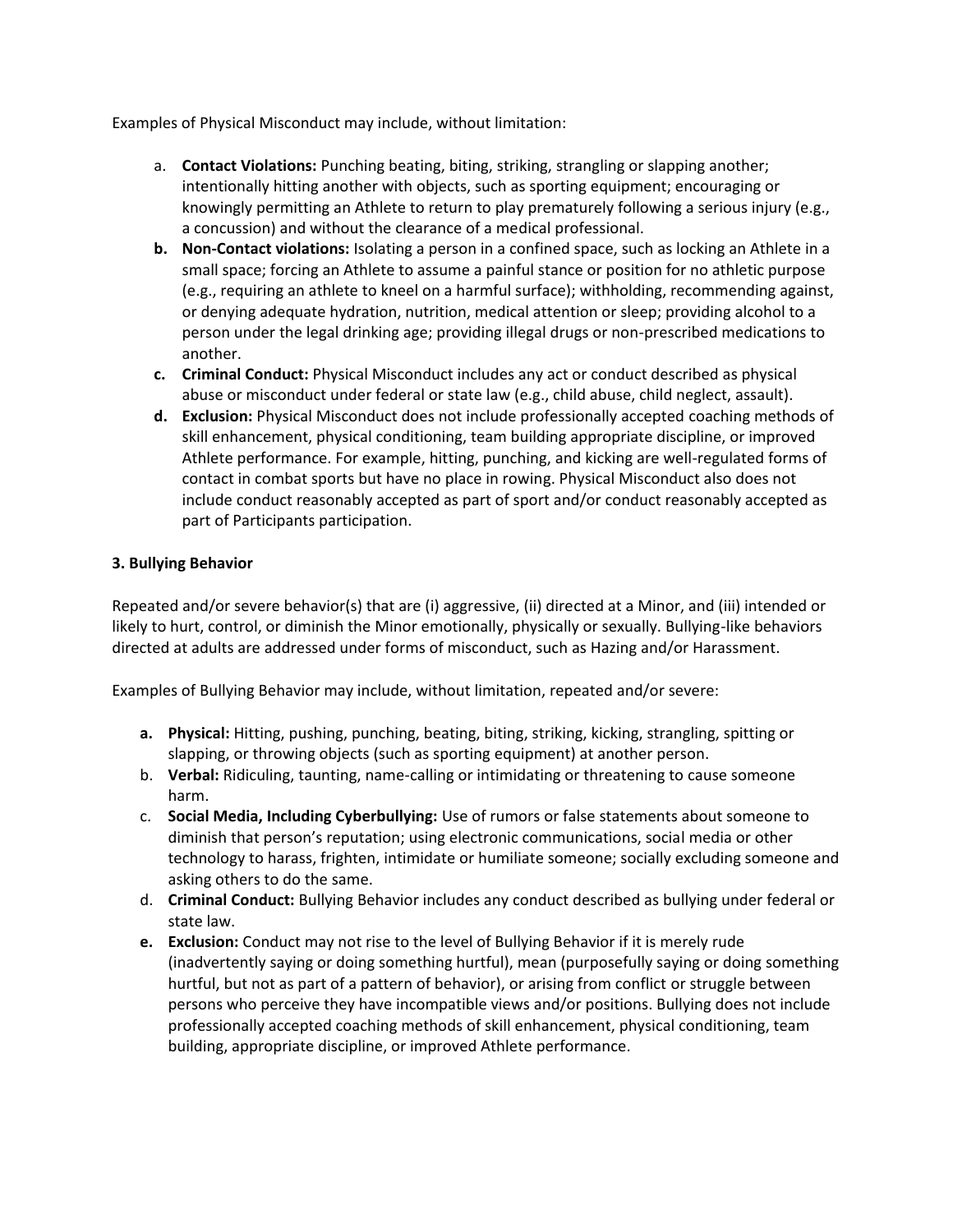Examples of Physical Misconduct may include, without limitation:

a. **Contact Violations:** Punching beating, biting, striking, strangling or slapping another; intentionally hitting another with objects, such as sporting equipment; encouraging or knowingly permitting an Athlete to return to play prematurely following a serious injury (e.g., a concussion) and without the clearance of a medical professional.
b. **Non-Contact violations:** Isolating a person in a confined space, such as locking an Athlete in a small space; forcing an Athlete to assume a painful stance or position for no athletic purpose (e.g., requiring an athlete to kneel on a harmful surface); withholding, recommending against, or denying adequate hydration, nutrition, medical attention or sleep; providing alcohol to a person under the legal drinking age; providing illegal drugs or non-prescribed medications to another.
c. **Criminal Conduct:** Physical Misconduct includes any act or conduct described as physical abuse or misconduct under federal or state law (e.g., child abuse, child neglect, assault).
d. **Exclusion:** Physical Misconduct does not include professionally accepted coaching methods of skill enhancement, physical conditioning, team building appropriate discipline, or improved Athlete performance. For example, hitting, punching, and kicking are well-regulated forms of contact in combat sports but have no place in rowing. Physical Misconduct also does not include conduct reasonably accepted as part of sport and/or conduct reasonably accepted as part of Participants participation.

**3. Bullying Behavior**

Repeated and/or severe behavior(s) that are (i) aggressive, (ii) directed at a Minor, and (iii) intended or likely to hurt, control, or diminish the Minor emotionally, physically or sexually. Bullying-like behaviors directed at adults are addressed under forms of misconduct, such as Hazing and/or Harassment.

Examples of Bullying Behavior may include, without limitation, repeated and/or severe:

a. **Physical:** Hitting, pushing, punching, beating, biting, striking, kicking, strangling, spitting or slapping, or throwing objects (such as sporting equipment) at another person.
b. **Verbal:** Ridiculing, taunting, name-calling or intimidating or threatening to cause someone harm.
c. **Social Media, Including Cyberbullying:** Use of rumors or false statements about someone to diminish that person's reputation; using electronic communications, social media or other technology to harass, frighten, intimidate or humiliate someone; socially excluding someone and asking others to do the same.
d. **Criminal Conduct:** Bullying Behavior includes any conduct described as bullying under federal or state law.
e. **Exclusion:** Conduct may not rise to the level of Bullying Behavior if it is merely rude (inadvertently saying or doing something hurtful), mean (purposefully saying or doing something hurtful, but not as part of a pattern of behavior), or arising from conflict or struggle between persons who perceive they have incompatible views and/or positions. Bullying does not include professionally accepted coaching methods of skill enhancement, physical conditioning, team building, appropriate discipline, or improved Athlete performance.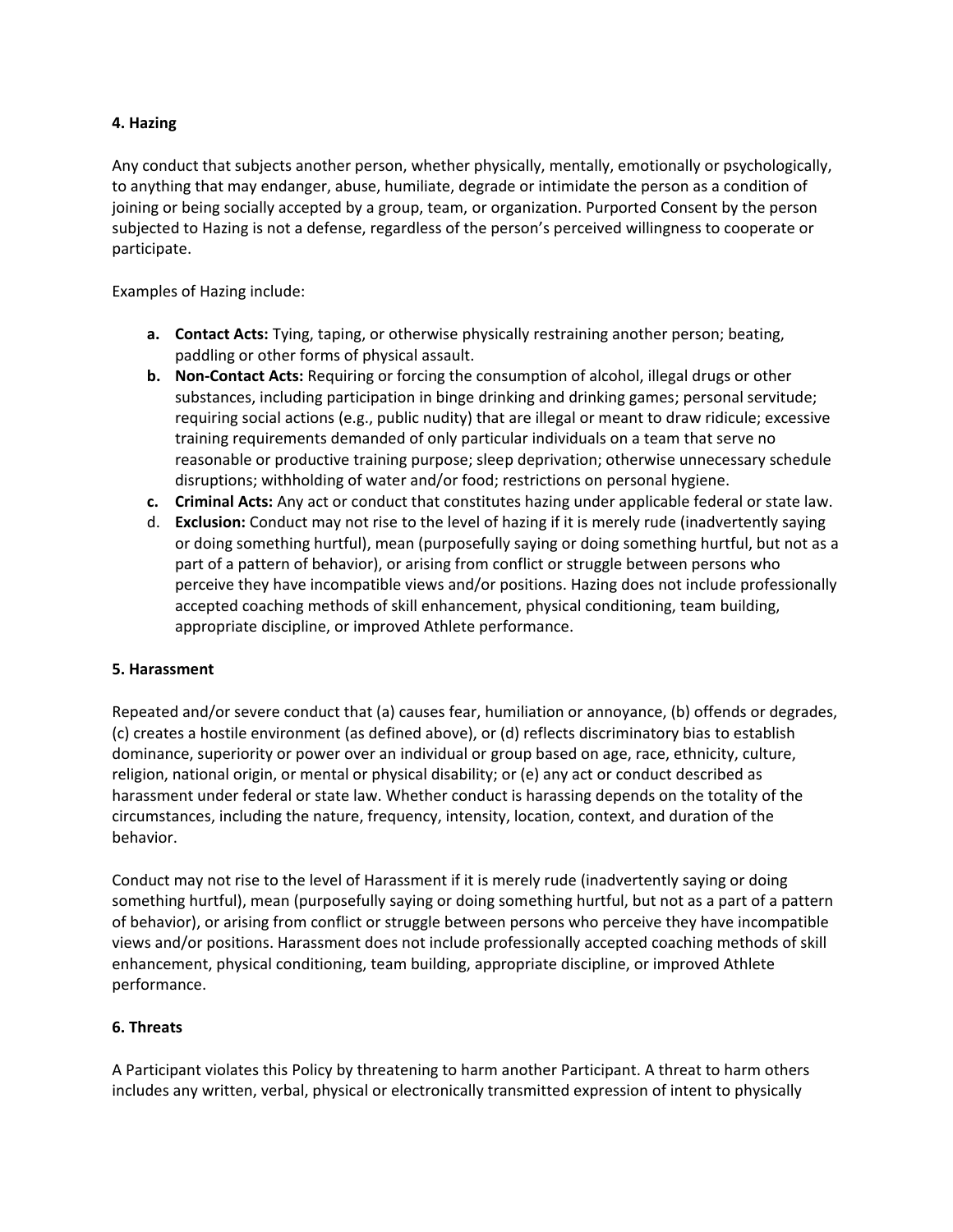**4. Hazing**

Any conduct that subjects another person, whether physically, mentally, emotionally or psychologically, to anything that may endanger, abuse, humiliate, degrade or intimidate the person as a condition of joining or being socially accepted by a group, team, or organization. Purported Consent by the person subjected to Hazing is not a defense, regardless of the person's perceived willingness to cooperate or participate.

Examples of Hazing include:

a. **Contact Acts:** Tying, taping, or otherwise physically restraining another person; beating, paddling or other forms of physical assault.
b. **Non-Contact Acts:** Requiring or forcing the consumption of alcohol, illegal drugs or other substances, including participation in binge drinking and drinking games; personal servitude; requiring social actions (e.g., public nudity) that are illegal or meant to draw ridicule; excessive training requirements demanded of only particular individuals on a team that serve no reasonable or productive training purpose; sleep deprivation; otherwise unnecessary schedule disruptions; withholding of water and/or food; restrictions on personal hygiene.
c. **Criminal Acts:** Any act or conduct that constitutes hazing under applicable federal or state law.
d. **Exclusion:** Conduct may not rise to the level of hazing if it is merely rude (inadvertently saying or doing something hurtful), mean (purposefully saying or doing something hurtful, but not as a part of a pattern of behavior), or arising from conflict or struggle between persons who perceive they have incompatible views and/or positions. Hazing does not include professionally accepted coaching methods of skill enhancement, physical conditioning, team building, appropriate discipline, or improved Athlete performance.

**5. Harassment**

Repeated and/or severe conduct that (a) causes fear, humiliation or annoyance, (b) offends or degrades, (c) creates a hostile environment (as defined above), or (d) reflects discriminatory bias to establish dominance, superiority or power over an individual or group based on age, race, ethnicity, culture, religion, national origin, or mental or physical disability; or (e) any act or conduct described as harassment under federal or state law. Whether conduct is harassing depends on the totality of the circumstances, including the nature, frequency, intensity, location, context, and duration of the behavior.

Conduct may not rise to the level of Harassment if it is merely rude (inadvertently saying or doing something hurtful), mean (purposefully saying or doing something hurtful, but not as a part of a pattern of behavior), or arising from conflict or struggle between persons who perceive they have incompatible views and/or positions. Harassment does not include professionally accepted coaching methods of skill enhancement, physical conditioning, team building, appropriate discipline, or improved Athlete performance.

**6. Threats**

A Participant violates this Policy by threatening to harm another Participant. A threat to harm others includes any written, verbal, physical or electronically transmitted expression of intent to physically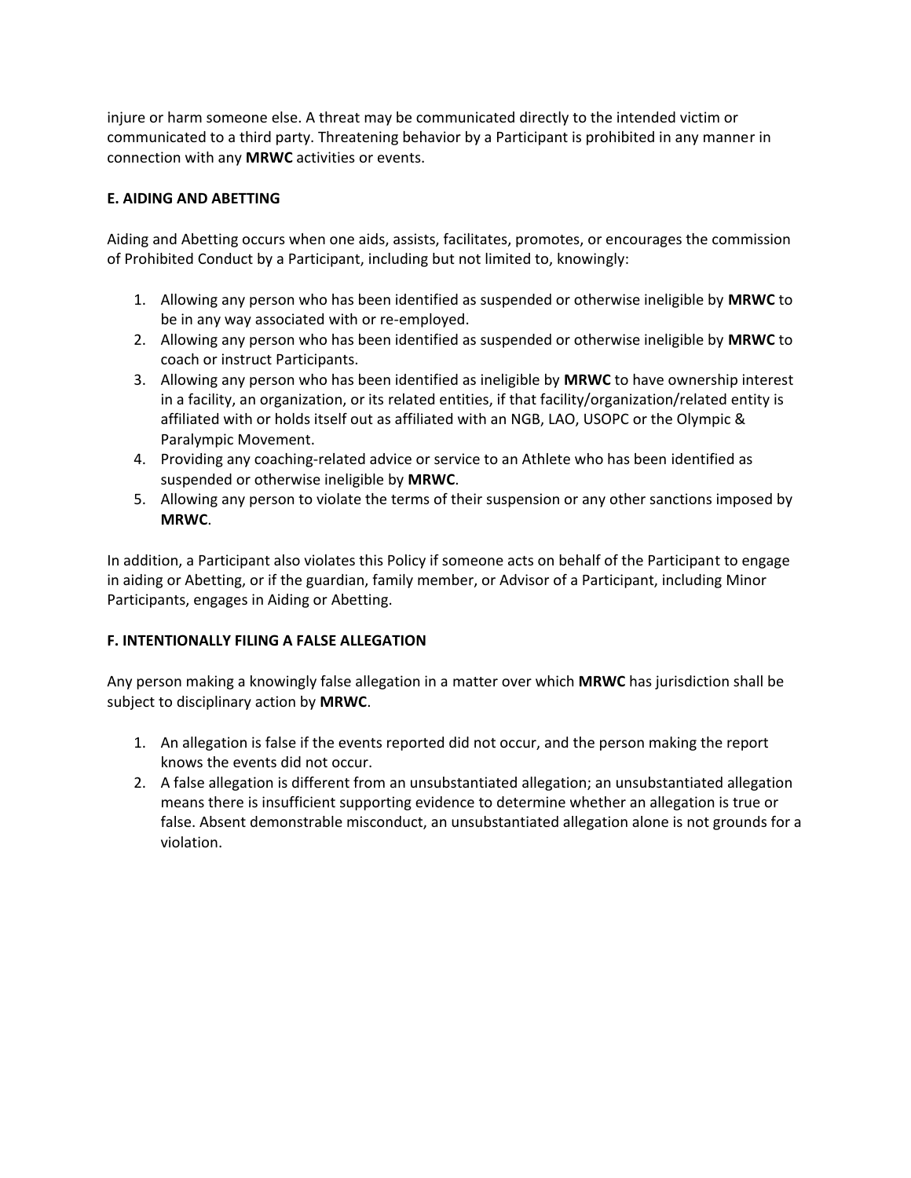injure or harm someone else. A threat may be communicated directly to the intended victim or communicated to a third party. Threatening behavior by a Participant is prohibited in any manner in connection with any **MRWC** activities or events.

### E. AIDING AND ABETTING

Aiding and Abetting occurs when one aids, assists, facilitates, promotes, or encourages the commission of Prohibited Conduct by a Participant, including but not limited to, knowingly:

1. Allowing any person who has been identified as suspended or otherwise ineligible by **MRWC** to be in any way associated with or re-employed.
2. Allowing any person who has been identified as suspended or otherwise ineligible by **MRWC** to coach or instruct Participants.
3. Allowing any person who has been identified as ineligible by **MRWC** to have ownership interest in a facility, an organization, or its related entities, if that facility/organization/related entity is affiliated with or holds itself out as affiliated with an NGB, LAO, USOPC or the Olympic & Paralympic Movement.
4. Providing any coaching-related advice or service to an Athlete who has been identified as suspended or otherwise ineligible by **MRWC**.
5. Allowing any person to violate the terms of their suspension or any other sanctions imposed by **MRWC**.

In addition, a Participant also violates this Policy if someone acts on behalf of the Participant to engage in aiding or Abetting, or if the guardian, family member, or Advisor of a Participant, including Minor Participants, engages in Aiding or Abetting.

### F. INTENTIONALLY FILING A FALSE ALLEGATION

Any person making a knowingly false allegation in a matter over which **MRWC** has jurisdiction shall be subject to disciplinary action by **MRWC**.

1. An allegation is false if the events reported did not occur, and the person making the report knows the events did not occur.
2. A false allegation is different from an unsubstantiated allegation; an unsubstantiated allegation means there is insufficient supporting evidence to determine whether an allegation is true or false. Absent demonstrable misconduct, an unsubstantiated allegation alone is not grounds for a violation.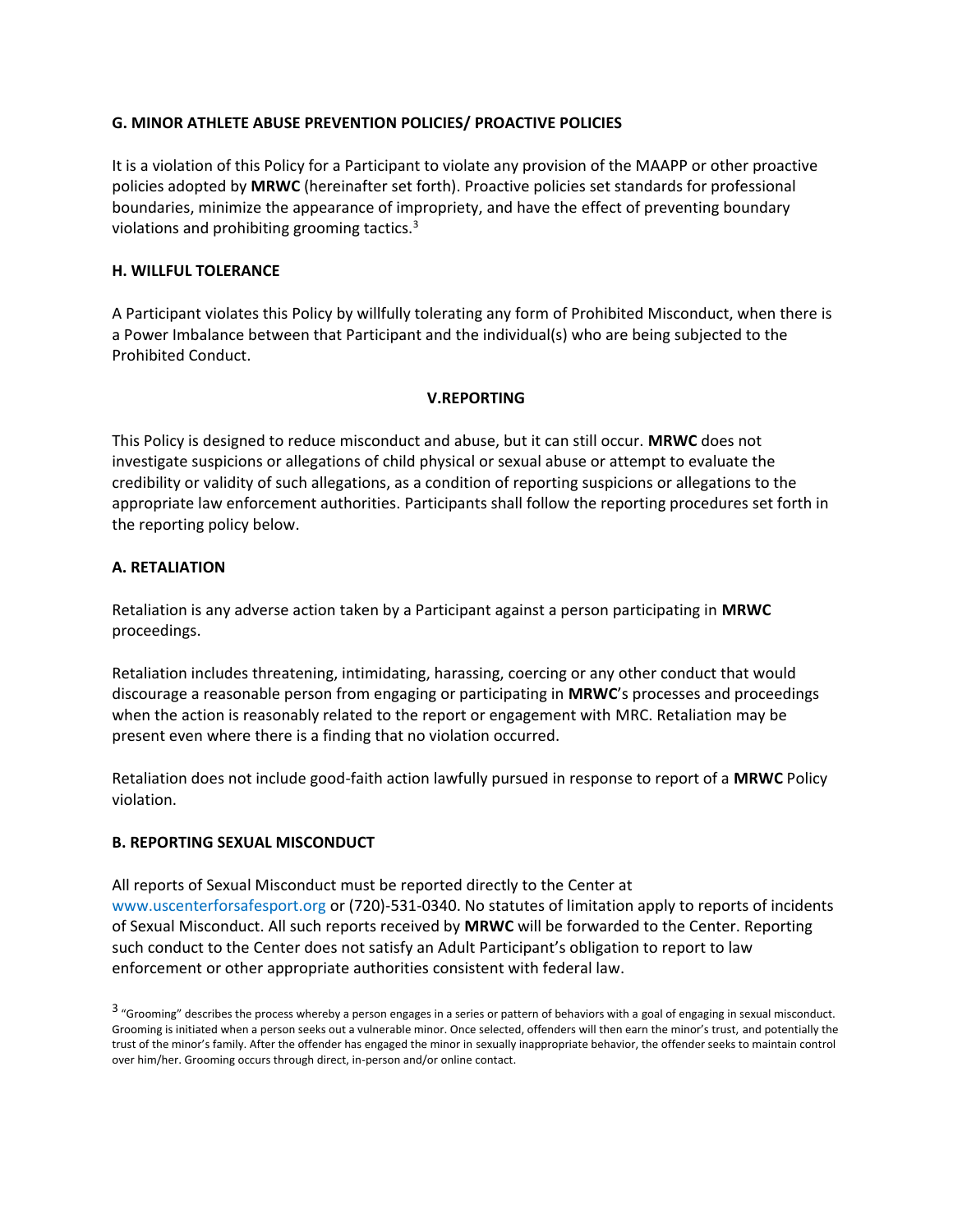### G. MINOR ATHLETE ABUSE PREVENTION POLICIES/ PROACTIVE POLICIES

It is a violation of this Policy for a Participant to violate any provision of the MAAPP or other proactive policies adopted by **MRWC** (hereinafter set forth). Proactive policies set standards for professional boundaries, minimize the appearance of impropriety, and have the effect of preventing boundary violations and prohibiting grooming tactics.[3]

### H. WILLFUL TOLERANCE

A Participant violates this Policy by willfully tolerating any form of Prohibited Misconduct, when there is a Power Imbalance between that Participant and the individual(s) who are being subjected to the Prohibited Conduct.

## V.REPORTING

This Policy is designed to reduce misconduct and abuse, but it can still occur. **MRWC** does not investigate suspicions or allegations of child physical or sexual abuse or attempt to evaluate the credibility or validity of such allegations, as a condition of reporting suspicions or allegations to the appropriate law enforcement authorities. Participants shall follow the reporting procedures set forth in the reporting policy below.

### A. RETALIATION

Retaliation is any adverse action taken by a Participant against a person participating in **MRWC** proceedings.

Retaliation includes threatening, intimidating, harassing, coercing or any other conduct that would discourage a reasonable person from engaging or participating in **MRWC**'s processes and proceedings when the action is reasonably related to the report or engagement with MRC. Retaliation may be present even where there is a finding that no violation occurred.

Retaliation does not include good-faith action lawfully pursued in response to report of a **MRWC** Policy violation.

### B. REPORTING SEXUAL MISCONDUCT

All reports of Sexual Misconduct must be reported directly to the Center at www.uscenterforsafesport.org or (720)-531-0340. No statutes of limitation apply to reports of incidents of Sexual Misconduct. All such reports received by **MRWC** will be forwarded to the Center. Reporting such conduct to the Center does not satisfy an Adult Participant's obligation to report to law enforcement or other appropriate authorities consistent with federal law.

[3] "Grooming" describes the process whereby a person engages in a series or pattern of behaviors with a goal of engaging in sexual misconduct. Grooming is initiated when a person seeks out a vulnerable minor. Once selected, offenders will then earn the minor's trust, and potentially the trust of the minor's family. After the offender has engaged the minor in sexually inappropriate behavior, the offender seeks to maintain control over him/her. Grooming occurs through direct, in-person and/or online contact.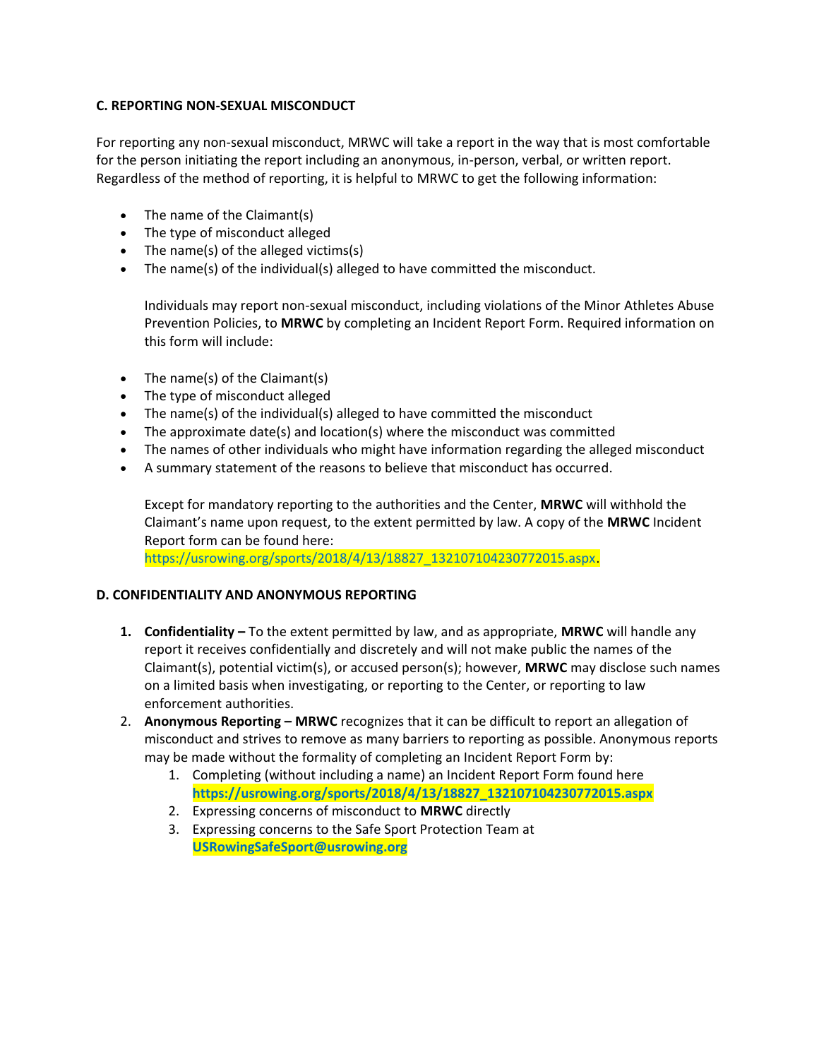**C. REPORTING NON-SEXUAL MISCONDUCT**

For reporting any non-sexual misconduct, MRWC will take a report in the way that is most comfortable for the person initiating the report including an anonymous, in-person, verbal, or written report. Regardless of the method of reporting, it is helpful to MRWC to get the following information:

- The name of the Claimant(s)
- The type of misconduct alleged
- The name(s) of the alleged victims(s)
- The name(s) of the individual(s) alleged to have committed the misconduct.

  Individuals may report non-sexual misconduct, including violations of the Minor Athletes Abuse Prevention Policies, to **MRWC** by completing an Incident Report Form. Required information on this form will include:

- The name(s) of the Claimant(s)
- The type of misconduct alleged
- The name(s) of the individual(s) alleged to have committed the misconduct
- The approximate date(s) and location(s) where the misconduct was committed
- The names of other individuals who might have information regarding the alleged misconduct
- A summary statement of the reasons to believe that misconduct has occurred.

  Except for mandatory reporting to the authorities and the Center, **MRWC** will withhold the Claimant's name upon request, to the extent permitted by law. A copy of the **MRWC** Incident Report form can be found here: https://usrowing.org/sports/2018/4/13/18827_132107104230772015.aspx.

**D. CONFIDENTIALITY AND ANONYMOUS REPORTING**

1. **Confidentiality –** To the extent permitted by law, and as appropriate, **MRWC** will handle any report it receives confidentially and discretely and will not make public the names of the Claimant(s), potential victim(s), or accused person(s); however, **MRWC** may disclose such names on a limited basis when investigating, or reporting to the Center, or reporting to law enforcement authorities.
2. **Anonymous Reporting – MRWC** recognizes that it can be difficult to report an allegation of misconduct and strives to remove as many barriers to reporting as possible. Anonymous reports may be made without the formality of completing an Incident Report Form by:
   1. Completing (without including a name) an Incident Report Form found here **https://usrowing.org/sports/2018/4/13/18827_132107104230772015.aspx**
   2. Expressing concerns of misconduct to **MRWC** directly
   3. Expressing concerns to the Safe Sport Protection Team at **USRowingSafeSport@usrowing.org**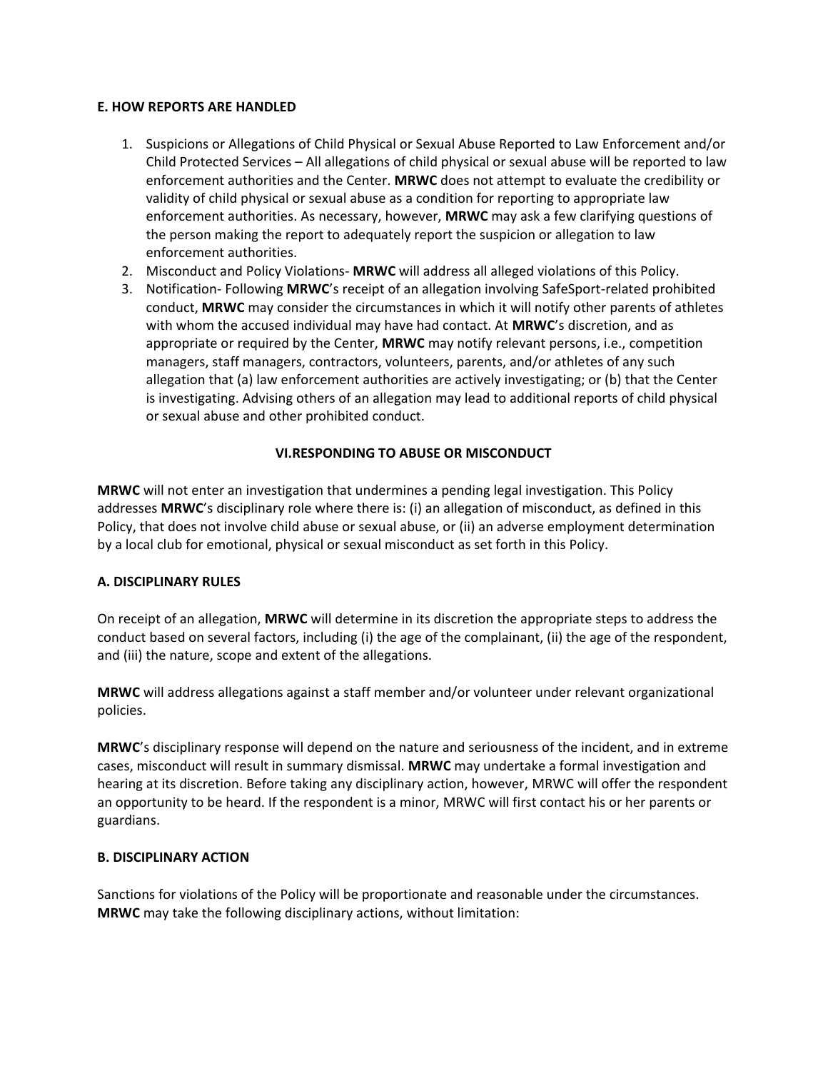**E. HOW REPORTS ARE HANDLED**

1. Suspicions or Allegations of Child Physical or Sexual Abuse Reported to Law Enforcement and/or Child Protected Services – All allegations of child physical or sexual abuse will be reported to law enforcement authorities and the Center. **MRWC** does not attempt to evaluate the credibility or validity of child physical or sexual abuse as a condition for reporting to appropriate law enforcement authorities. As necessary, however, **MRWC** may ask a few clarifying questions of the person making the report to adequately report the suspicion or allegation to law enforcement authorities.
2. Misconduct and Policy Violations- **MRWC** will address all alleged violations of this Policy.
3. Notification- Following **MRWC**'s receipt of an allegation involving SafeSport-related prohibited conduct, **MRWC** may consider the circumstances in which it will notify other parents of athletes with whom the accused individual may have had contact. At **MRWC**'s discretion, and as appropriate or required by the Center, **MRWC** may notify relevant persons, i.e., competition managers, staff managers, contractors, volunteers, parents, and/or athletes of any such allegation that (a) law enforcement authorities are actively investigating; or (b) that the Center is investigating. Advising others of an allegation may lead to additional reports of child physical or sexual abuse and other prohibited conduct.

## VI.RESPONDING TO ABUSE OR MISCONDUCT

**MRWC** will not enter an investigation that undermines a pending legal investigation. This Policy addresses **MRWC**'s disciplinary role where there is: (i) an allegation of misconduct, as defined in this Policy, that does not involve child abuse or sexual abuse, or (ii) an adverse employment determination by a local club for emotional, physical or sexual misconduct as set forth in this Policy.

**A. DISCIPLINARY RULES**

On receipt of an allegation, **MRWC** will determine in its discretion the appropriate steps to address the conduct based on several factors, including (i) the age of the complainant, (ii) the age of the respondent, and (iii) the nature, scope and extent of the allegations.

**MRWC** will address allegations against a staff member and/or volunteer under relevant organizational policies.

**MRWC**'s disciplinary response will depend on the nature and seriousness of the incident, and in extreme cases, misconduct will result in summary dismissal. **MRWC** may undertake a formal investigation and hearing at its discretion. Before taking any disciplinary action, however, MRWC will offer the respondent an opportunity to be heard. If the respondent is a minor, MRWC will first contact his or her parents or guardians.

**B. DISCIPLINARY ACTION**

Sanctions for violations of the Policy will be proportionate and reasonable under the circumstances. **MRWC** may take the following disciplinary actions, without limitation: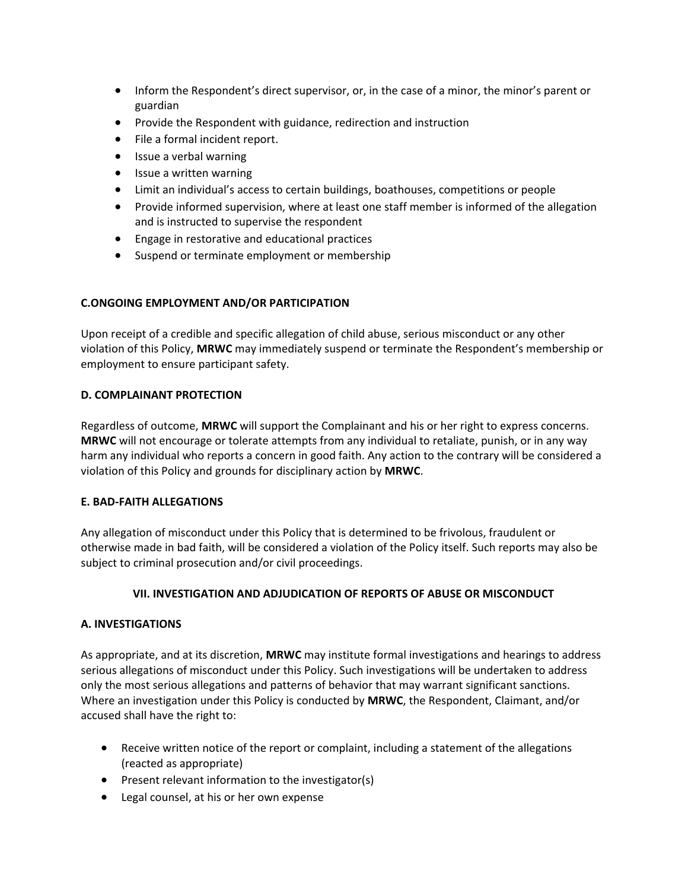- Inform the Respondent's direct supervisor, or, in the case of a minor, the minor's parent or guardian
- Provide the Respondent with guidance, redirection and instruction
- File a formal incident report.
- Issue a verbal warning
- Issue a written warning
- Limit an individual's access to certain buildings, boathouses, competitions or people
- Provide informed supervision, where at least one staff member is informed of the allegation and is instructed to supervise the respondent
- Engage in restorative and educational practices
- Suspend or terminate employment or membership

**C.ONGOING EMPLOYMENT AND/OR PARTICIPATION**

Upon receipt of a credible and specific allegation of child abuse, serious misconduct or any other violation of this Policy, **MRWC** may immediately suspend or terminate the Respondent's membership or employment to ensure participant safety.

**D. COMPLAINANT PROTECTION**

Regardless of outcome, **MRWC** will support the Complainant and his or her right to express concerns. **MRWC** will not encourage or tolerate attempts from any individual to retaliate, punish, or in any way harm any individual who reports a concern in good faith. Any action to the contrary will be considered a violation of this Policy and grounds for disciplinary action by **MRWC**.

**E. BAD-FAITH ALLEGATIONS**

Any allegation of misconduct under this Policy that is determined to be frivolous, fraudulent or otherwise made in bad faith, will be considered a violation of the Policy itself. Such reports may also be subject to criminal prosecution and/or civil proceedings.

**VII. INVESTIGATION AND ADJUDICATION OF REPORTS OF ABUSE OR MISCONDUCT**

**A. INVESTIGATIONS**

As appropriate, and at its discretion, **MRWC** may institute formal investigations and hearings to address serious allegations of misconduct under this Policy. Such investigations will be undertaken to address only the most serious allegations and patterns of behavior that may warrant significant sanctions. Where an investigation under this Policy is conducted by **MRWC**, the Respondent, Claimant, and/or accused shall have the right to:

- Receive written notice of the report or complaint, including a statement of the allegations (reacted as appropriate)
- Present relevant information to the investigator(s)
- Legal counsel, at his or her own expense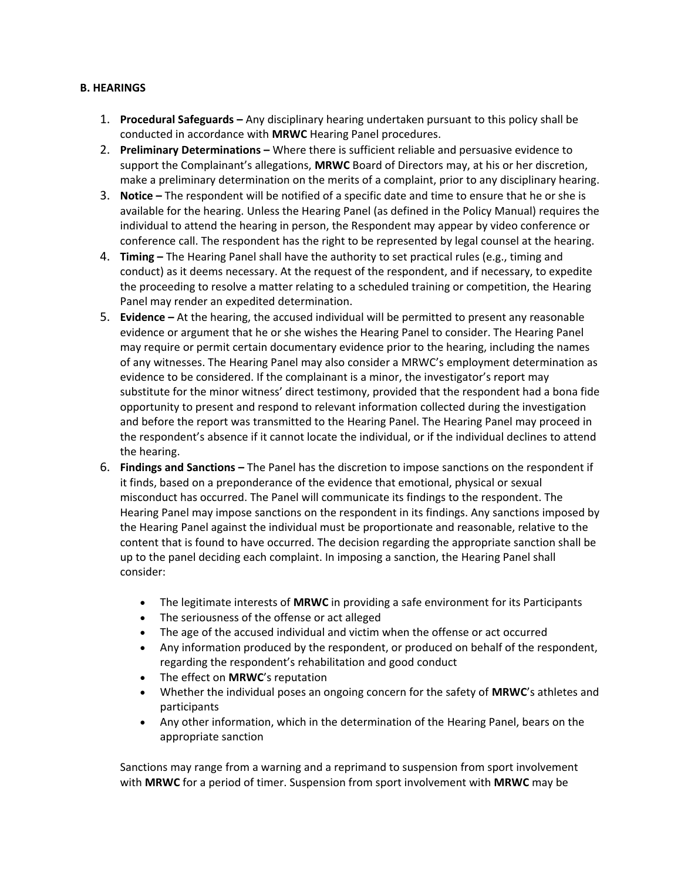**B. HEARINGS**

1. **Procedural Safeguards –** Any disciplinary hearing undertaken pursuant to this policy shall be conducted in accordance with **MRWC** Hearing Panel procedures.
2. **Preliminary Determinations –** Where there is sufficient reliable and persuasive evidence to support the Complainant's allegations, **MRWC** Board of Directors may, at his or her discretion, make a preliminary determination on the merits of a complaint, prior to any disciplinary hearing.
3. **Notice –** The respondent will be notified of a specific date and time to ensure that he or she is available for the hearing. Unless the Hearing Panel (as defined in the Policy Manual) requires the individual to attend the hearing in person, the Respondent may appear by video conference or conference call. The respondent has the right to be represented by legal counsel at the hearing.
4. **Timing –** The Hearing Panel shall have the authority to set practical rules (e.g., timing and conduct) as it deems necessary. At the request of the respondent, and if necessary, to expedite the proceeding to resolve a matter relating to a scheduled training or competition, the Hearing Panel may render an expedited determination.
5. **Evidence –** At the hearing, the accused individual will be permitted to present any reasonable evidence or argument that he or she wishes the Hearing Panel to consider. The Hearing Panel may require or permit certain documentary evidence prior to the hearing, including the names of any witnesses. The Hearing Panel may also consider a MRWC's employment determination as evidence to be considered. If the complainant is a minor, the investigator's report may substitute for the minor witness' direct testimony, provided that the respondent had a bona fide opportunity to present and respond to relevant information collected during the investigation and before the report was transmitted to the Hearing Panel. The Hearing Panel may proceed in the respondent's absence if it cannot locate the individual, or if the individual declines to attend the hearing.
6. **Findings and Sanctions –** The Panel has the discretion to impose sanctions on the respondent if it finds, based on a preponderance of the evidence that emotional, physical or sexual misconduct has occurred. The Panel will communicate its findings to the respondent. The Hearing Panel may impose sanctions on the respondent in its findings. Any sanctions imposed by the Hearing Panel against the individual must be proportionate and reasonable, relative to the content that is found to have occurred. The decision regarding the appropriate sanction shall be up to the panel deciding each complaint. In imposing a sanction, the Hearing Panel shall consider:

    - The legitimate interests of **MRWC** in providing a safe environment for its Participants
    - The seriousness of the offense or act alleged
    - The age of the accused individual and victim when the offense or act occurred
    - Any information produced by the respondent, or produced on behalf of the respondent, regarding the respondent's rehabilitation and good conduct
    - The effect on **MRWC**'s reputation
    - Whether the individual poses an ongoing concern for the safety of **MRWC**'s athletes and participants
    - Any other information, which in the determination of the Hearing Panel, bears on the appropriate sanction

    Sanctions may range from a warning and a reprimand to suspension from sport involvement with **MRWC** for a period of timer. Suspension from sport involvement with **MRWC** may be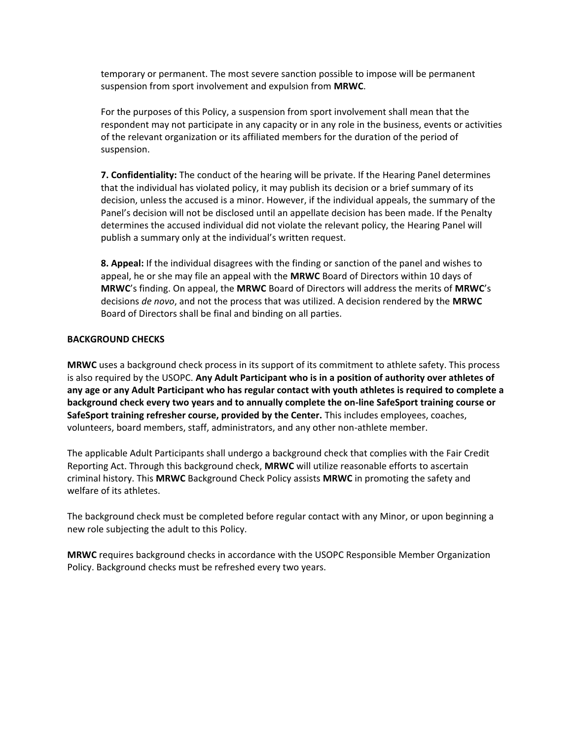temporary or permanent. The most severe sanction possible to impose will be permanent suspension from sport involvement and expulsion from **MRWC**.

For the purposes of this Policy, a suspension from sport involvement shall mean that the respondent may not participate in any capacity or in any role in the business, events or activities of the relevant organization or its affiliated members for the duration of the period of suspension.

**7. Confidentiality:** The conduct of the hearing will be private. If the Hearing Panel determines that the individual has violated policy, it may publish its decision or a brief summary of its decision, unless the accused is a minor. However, if the individual appeals, the summary of the Panel's decision will not be disclosed until an appellate decision has been made. If the Penalty determines the accused individual did not violate the relevant policy, the Hearing Panel will publish a summary only at the individual's written request.

**8. Appeal:** If the individual disagrees with the finding or sanction of the panel and wishes to appeal, he or she may file an appeal with the **MRWC** Board of Directors within 10 days of **MRWC**'s finding. On appeal, the **MRWC** Board of Directors will address the merits of **MRWC**'s decisions *de novo*, and not the process that was utilized. A decision rendered by the **MRWC** Board of Directors shall be final and binding on all parties.

**BACKGROUND CHECKS**

**MRWC** uses a background check process in its support of its commitment to athlete safety. This process is also required by the USOPC. **Any Adult Participant who is in a position of authority over athletes of any age or any Adult Participant who has regular contact with youth athletes is required to complete a background check every two years and to annually complete the on-line SafeSport training course or SafeSport training refresher course, provided by the Center.** This includes employees, coaches, volunteers, board members, staff, administrators, and any other non-athlete member.

The applicable Adult Participants shall undergo a background check that complies with the Fair Credit Reporting Act. Through this background check, **MRWC** will utilize reasonable efforts to ascertain criminal history. This **MRWC** Background Check Policy assists **MRWC** in promoting the safety and welfare of its athletes.

The background check must be completed before regular contact with any Minor, or upon beginning a new role subjecting the adult to this Policy.

**MRWC** requires background checks in accordance with the USOPC Responsible Member Organization Policy. Background checks must be refreshed every two years.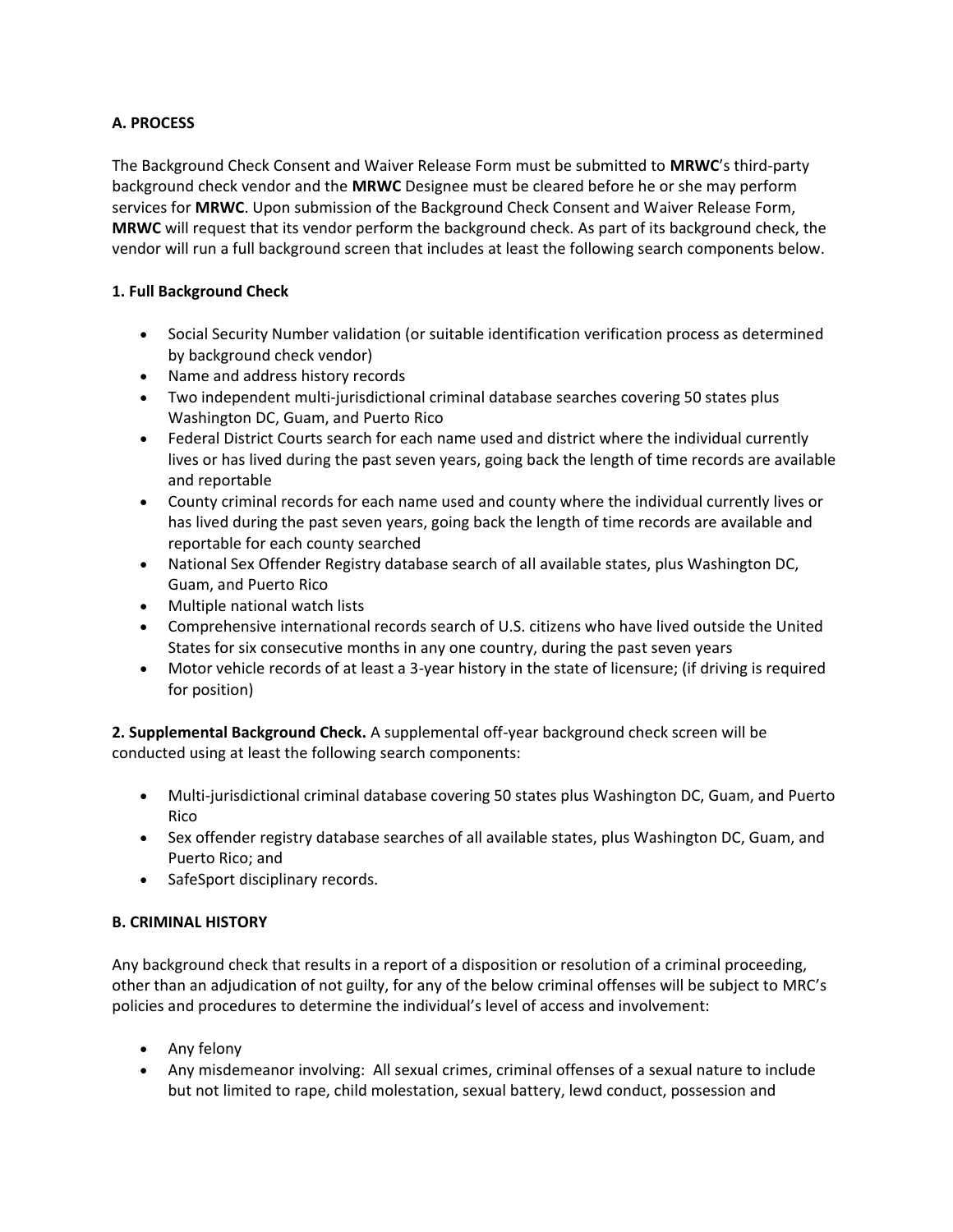**A. PROCESS**

The Background Check Consent and Waiver Release Form must be submitted to **MRWC**'s third-party background check vendor and the **MRWC** Designee must be cleared before he or she may perform services for **MRWC**. Upon submission of the Background Check Consent and Waiver Release Form, **MRWC** will request that its vendor perform the background check. As part of its background check, the vendor will run a full background screen that includes at least the following search components below.

**1. Full Background Check**

- Social Security Number validation (or suitable identification verification process as determined by background check vendor)
- Name and address history records
- Two independent multi-jurisdictional criminal database searches covering 50 states plus Washington DC, Guam, and Puerto Rico
- Federal District Courts search for each name used and district where the individual currently lives or has lived during the past seven years, going back the length of time records are available and reportable
- County criminal records for each name used and county where the individual currently lives or has lived during the past seven years, going back the length of time records are available and reportable for each county searched
- National Sex Offender Registry database search of all available states, plus Washington DC, Guam, and Puerto Rico
- Multiple national watch lists
- Comprehensive international records search of U.S. citizens who have lived outside the United States for six consecutive months in any one country, during the past seven years
- Motor vehicle records of at least a 3-year history in the state of licensure; (if driving is required for position)

**2. Supplemental Background Check.** A supplemental off-year background check screen will be conducted using at least the following search components:

- Multi-jurisdictional criminal database covering 50 states plus Washington DC, Guam, and Puerto Rico
- Sex offender registry database searches of all available states, plus Washington DC, Guam, and Puerto Rico; and
- SafeSport disciplinary records.

**B. CRIMINAL HISTORY**

Any background check that results in a report of a disposition or resolution of a criminal proceeding, other than an adjudication of not guilty, for any of the below criminal offenses will be subject to MRC's policies and procedures to determine the individual's level of access and involvement:

- Any felony
- Any misdemeanor involving: All sexual crimes, criminal offenses of a sexual nature to include but not limited to rape, child molestation, sexual battery, lewd conduct, possession and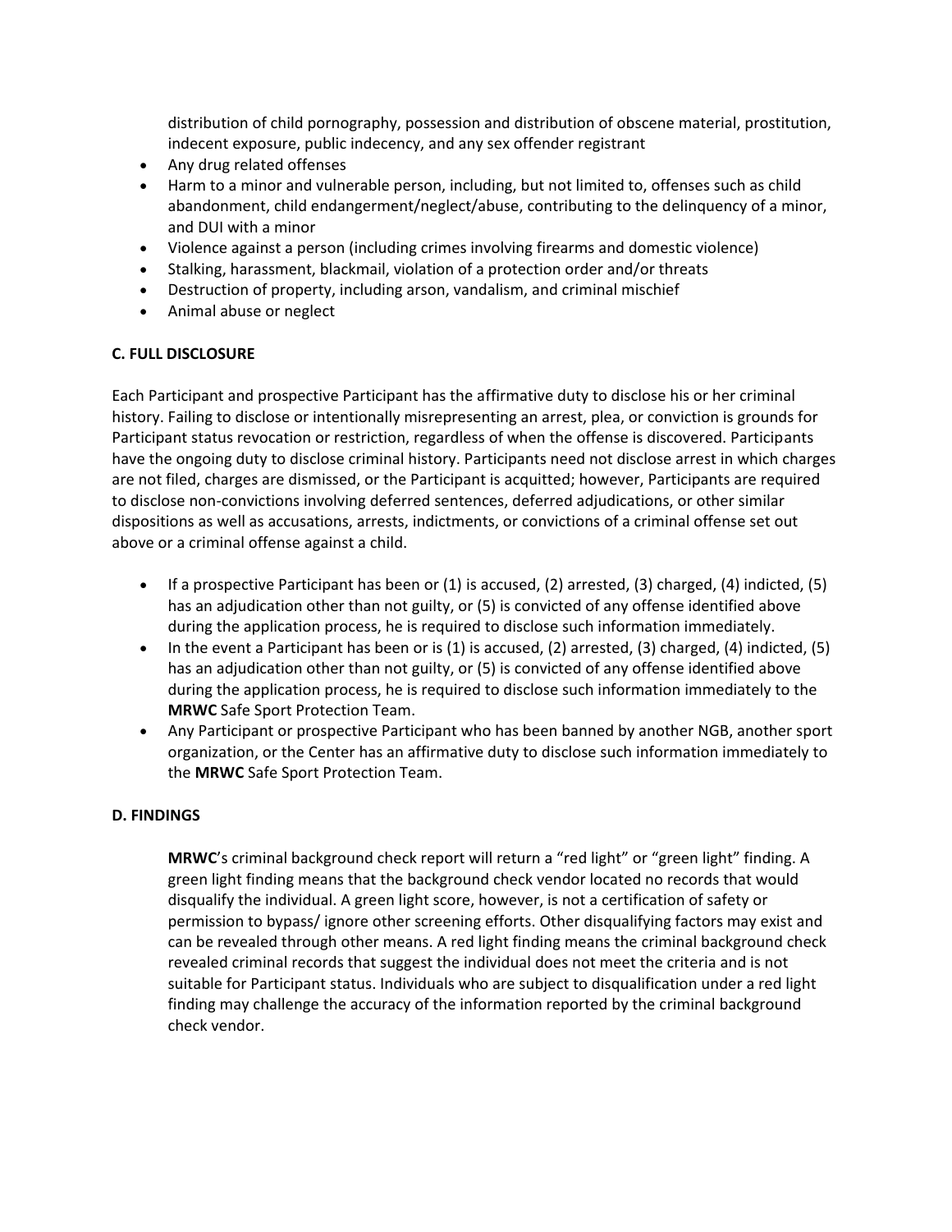distribution of child pornography, possession and distribution of obscene material, prostitution, indecent exposure, public indecency, and any sex offender registrant

- Any drug related offenses
- Harm to a minor and vulnerable person, including, but not limited to, offenses such as child abandonment, child endangerment/neglect/abuse, contributing to the delinquency of a minor, and DUI with a minor
- Violence against a person (including crimes involving firearms and domestic violence)
- Stalking, harassment, blackmail, violation of a protection order and/or threats
- Destruction of property, including arson, vandalism, and criminal mischief
- Animal abuse or neglect

**C. FULL DISCLOSURE**

Each Participant and prospective Participant has the affirmative duty to disclose his or her criminal history. Failing to disclose or intentionally misrepresenting an arrest, plea, or conviction is grounds for Participant status revocation or restriction, regardless of when the offense is discovered. Participants have the ongoing duty to disclose criminal history. Participants need not disclose arrest in which charges are not filed, charges are dismissed, or the Participant is acquitted; however, Participants are required to disclose non-convictions involving deferred sentences, deferred adjudications, or other similar dispositions as well as accusations, arrests, indictments, or convictions of a criminal offense set out above or a criminal offense against a child.

- If a prospective Participant has been or (1) is accused, (2) arrested, (3) charged, (4) indicted, (5) has an adjudication other than not guilty, or (5) is convicted of any offense identified above during the application process, he is required to disclose such information immediately.
- In the event a Participant has been or is (1) is accused, (2) arrested, (3) charged, (4) indicted, (5) has an adjudication other than not guilty, or (5) is convicted of any offense identified above during the application process, he is required to disclose such information immediately to the **MRWC** Safe Sport Protection Team.
- Any Participant or prospective Participant who has been banned by another NGB, another sport organization, or the Center has an affirmative duty to disclose such information immediately to the **MRWC** Safe Sport Protection Team.

**D. FINDINGS**

**MRWC**'s criminal background check report will return a "red light" or "green light" finding. A green light finding means that the background check vendor located no records that would disqualify the individual. A green light score, however, is not a certification of safety or permission to bypass/ ignore other screening efforts. Other disqualifying factors may exist and can be revealed through other means. A red light finding means the criminal background check revealed criminal records that suggest the individual does not meet the criteria and is not suitable for Participant status. Individuals who are subject to disqualification under a red light finding may challenge the accuracy of the information reported by the criminal background check vendor.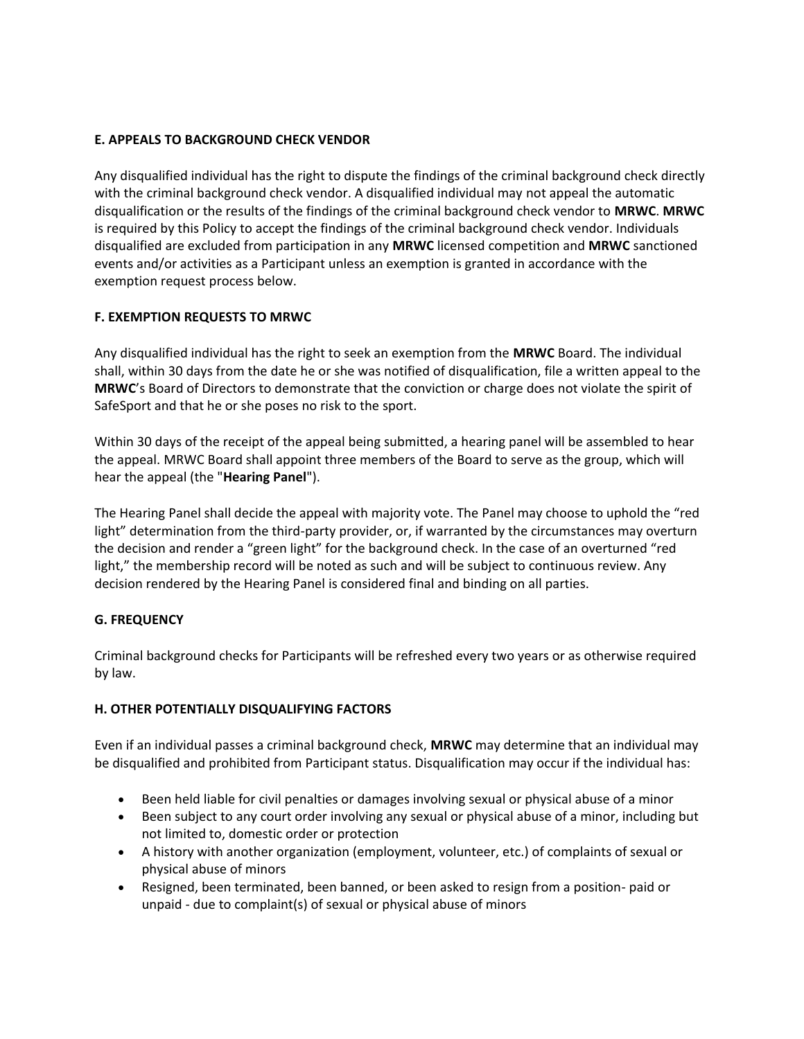**E. APPEALS TO BACKGROUND CHECK VENDOR**

Any disqualified individual has the right to dispute the findings of the criminal background check directly with the criminal background check vendor. A disqualified individual may not appeal the automatic disqualification or the results of the findings of the criminal background check vendor to **MRWC**. **MRWC** is required by this Policy to accept the findings of the criminal background check vendor. Individuals disqualified are excluded from participation in any **MRWC** licensed competition and **MRWC** sanctioned events and/or activities as a Participant unless an exemption is granted in accordance with the exemption request process below.

**F. EXEMPTION REQUESTS TO MRWC**

Any disqualified individual has the right to seek an exemption from the **MRWC** Board. The individual shall, within 30 days from the date he or she was notified of disqualification, file a written appeal to the **MRWC**'s Board of Directors to demonstrate that the conviction or charge does not violate the spirit of SafeSport and that he or she poses no risk to the sport.

Within 30 days of the receipt of the appeal being submitted, a hearing panel will be assembled to hear the appeal. MRWC Board shall appoint three members of the Board to serve as the group, which will hear the appeal (the "**Hearing Panel**").

The Hearing Panel shall decide the appeal with majority vote. The Panel may choose to uphold the "red light" determination from the third-party provider, or, if warranted by the circumstances may overturn the decision and render a "green light" for the background check. In the case of an overturned "red light," the membership record will be noted as such and will be subject to continuous review. Any decision rendered by the Hearing Panel is considered final and binding on all parties.

**G. FREQUENCY**

Criminal background checks for Participants will be refreshed every two years or as otherwise required by law.

**H. OTHER POTENTIALLY DISQUALIFYING FACTORS**

Even if an individual passes a criminal background check, **MRWC** may determine that an individual may be disqualified and prohibited from Participant status. Disqualification may occur if the individual has:

- Been held liable for civil penalties or damages involving sexual or physical abuse of a minor
- Been subject to any court order involving any sexual or physical abuse of a minor, including but not limited to, domestic order or protection
- A history with another organization (employment, volunteer, etc.) of complaints of sexual or physical abuse of minors
- Resigned, been terminated, been banned, or been asked to resign from a position- paid or unpaid - due to complaint(s) of sexual or physical abuse of minors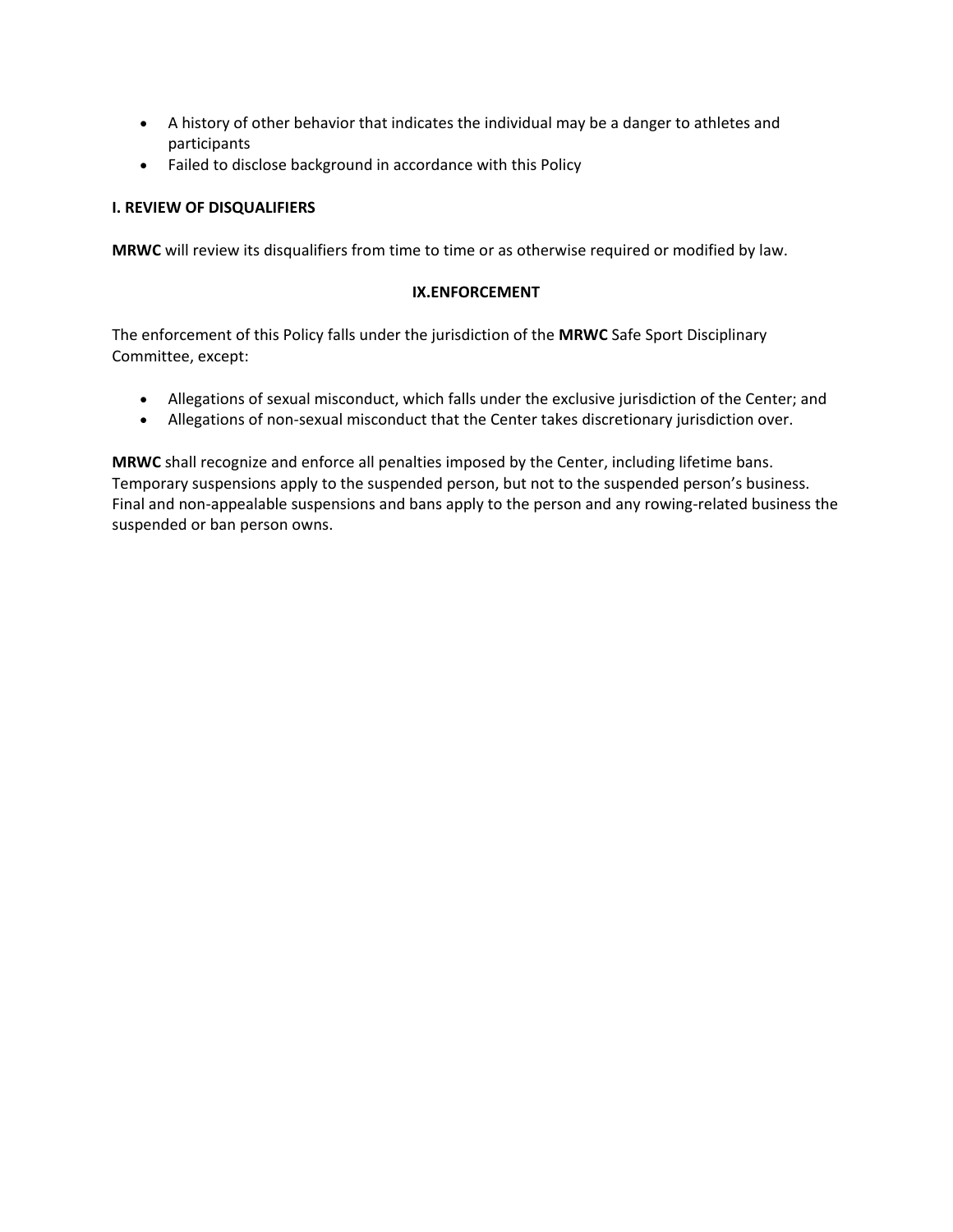- A history of other behavior that indicates the individual may be a danger to athletes and participants
- Failed to disclose background in accordance with this Policy

**I. REVIEW OF DISQUALIFIERS**

**MRWC** will review its disqualifiers from time to time or as otherwise required or modified by law.

## IX.ENFORCEMENT

The enforcement of this Policy falls under the jurisdiction of the **MRWC** Safe Sport Disciplinary Committee, except:

- Allegations of sexual misconduct, which falls under the exclusive jurisdiction of the Center; and
- Allegations of non-sexual misconduct that the Center takes discretionary jurisdiction over.

**MRWC** shall recognize and enforce all penalties imposed by the Center, including lifetime bans. Temporary suspensions apply to the suspended person, but not to the suspended person's business. Final and non-appealable suspensions and bans apply to the person and any rowing-related business the suspended or ban person owns.